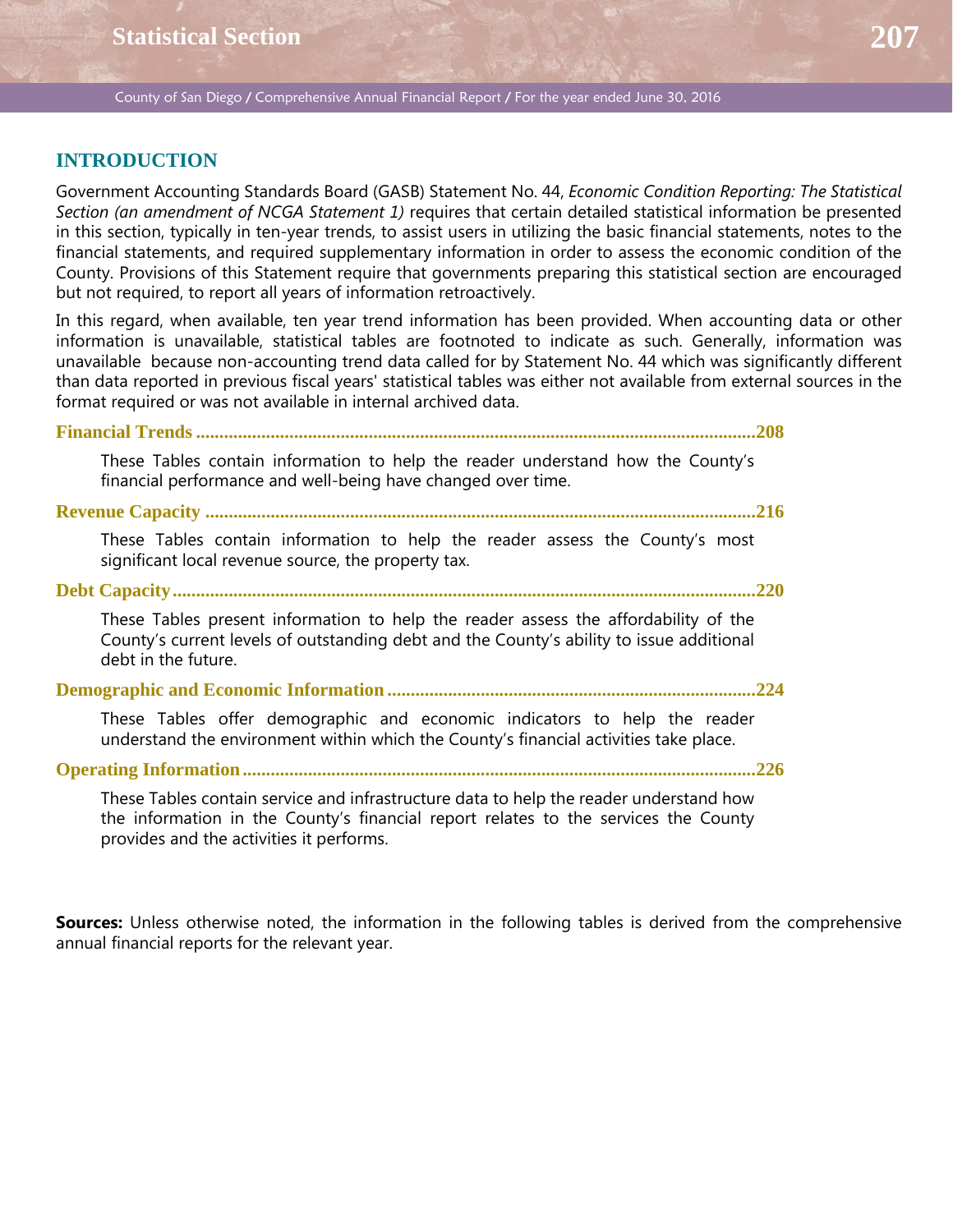# Statistical Section

## INTRODUCTION

Government Accounting Standards Board (GASB) Statement No. 44, *Economic Condition Reporting: The Statistical Section (an amendment of NCGA Statement 1)* requires that certain detailed statistical information be presented in this section, typically in ten-year trends, to assist users in utilizing the basic financial statements, notes to the financial statements, and required supplementary information in order to assess the economic condition of the County. Provisions of this Statement require that governments preparing this statistical section are encouraged but not required, to report all years of information retroactively.

In this regard, when available, ten year trend information has been provided. When accounting data or other information is unavailable, statistical tables are footnoted to indicate as such. Generally, information was unavailable because non-accounting trend data called for by Statement No. 44 which was significantly different than data reported in previous fiscal years' statistical tables was either not available from external sources in the format required or was not available in internal archived data.

**Financial Trends ........................................................................................................................208**

These Tables contain information to help the reader understand how the County's financial performance and well-being have changed over time.

**Revenue Capacity .....................................................................................................................216**

These Tables contain information to help the reader assess the County's most significant local revenue source, the property tax.

**Debt Capacity...........................................................................................................................220**

These Tables present information to help the reader assess the affordability of the County's current levels of outstanding debt and the County's ability to issue additional debt in the future.

**Demographic and Economic Information ..............................................................................224**

These Tables offer demographic and economic indicators to help the reader understand the environment within which the County's financial activities take place.

**Operating Information............................................................................................................226**

These Tables contain service and infrastructure data to help the reader understand how the information in the County's financial report relates to the services the County provides and the activities it performs.

**Sources:** Unless otherwise noted, the information in the following tables is derived from the comprehensive annual financial reports for the relevant year.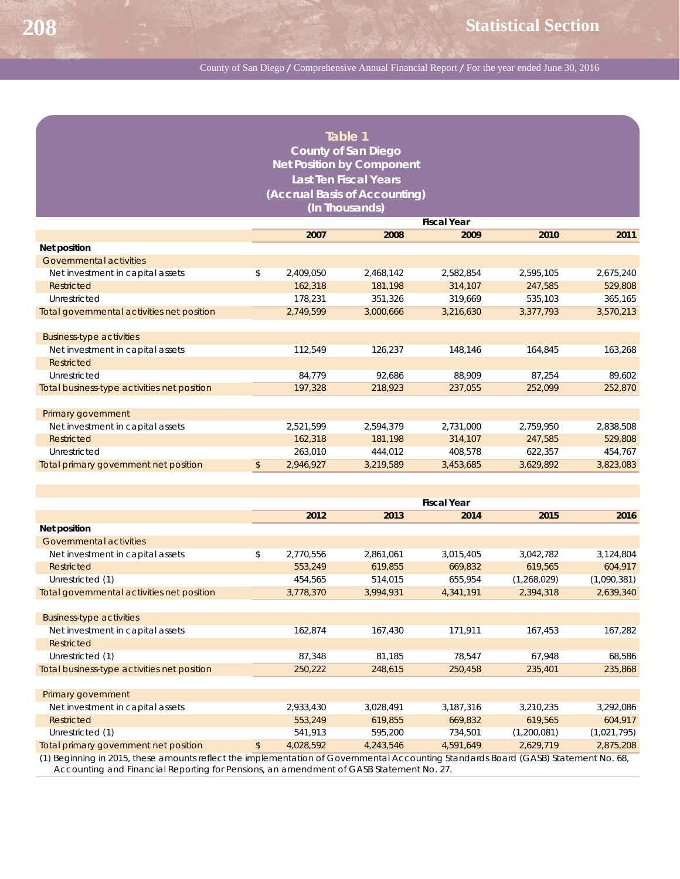## Table 1
### County of San Diego
### Net Position by Component
### Last Ten Fiscal Years
### (Accrual Basis of Accounting)
### (In Thousands)

| | Fiscal Year | | | | |
|---|---|---|---|---|---|
| | **2007** | **2008** | **2009** | **2010** | **2011** |
| **Net position** | | | | | |
| Governmental activities | | | | | |
| Net investment in capital assets | $ 2,409,050 | 2,468,142 | 2,582,854 | 2,595,105 | 2,675,240 |
| Restricted | 162,318 | 181,198 | 314,107 | 247,585 | 529,808 |
| Unrestricted | 178,231 | 351,326 | 319,669 | 535,103 | 365,165 |
| Total governmental activities net position | 2,749,599 | 3,000,666 | 3,216,630 | 3,377,793 | 3,570,213 |
| | | | | | |
| Business-type activities | | | | | |
| Net investment in capital assets | 112,549 | 126,237 | 148,146 | 164,845 | 163,268 |
| Restricted | | | | | |
| Unrestricted | 84,779 | 92,686 | 88,909 | 87,254 | 89,602 |
| Total business-type activities net position | 197,328 | 218,923 | 237,055 | 252,099 | 252,870 |
| | | | | | |
| Primary government | | | | | |
| Net investment in capital assets | 2,521,599 | 2,594,379 | 2,731,000 | 2,759,950 | 2,838,508 |
| Restricted | 162,318 | 181,198 | 314,107 | 247,585 | 529,808 |
| Unrestricted | 263,010 | 444,012 | 408,578 | 622,357 | 454,767 |
| Total primary government net position | $ 2,946,927 | 3,219,589 | 3,453,685 | 3,629,892 | 3,823,083 |

| | Fiscal Year | | | | |
|---|---|---|---|---|---|
| | **2012** | **2013** | **2014** | **2015** | **2016** |
| **Net position** | | | | | |
| Governmental activities | | | | | |
| Net investment in capital assets | $ 2,770,556 | 2,861,061 | 3,015,405 | 3,042,782 | 3,124,804 |
| Restricted | 553,249 | 619,855 | 669,832 | 619,565 | 604,917 |
| Unrestricted (1) | 454,565 | 514,015 | 655,954 | (1,268,029) | (1,090,381) |
| Total governmental activities net position | 3,778,370 | 3,994,931 | 4,341,191 | 2,394,318 | 2,639,340 |
| | | | | | |
| Business-type activities | | | | | |
| Net investment in capital assets | 162,874 | 167,430 | 171,911 | 167,453 | 167,282 |
| Restricted | | | | | |
| Unrestricted (1) | 87,348 | 81,185 | 78,547 | 67,948 | 68,586 |
| Total business-type activities net position | 250,222 | 248,615 | 250,458 | 235,401 | 235,868 |
| | | | | | |
| Primary government | | | | | |
| Net investment in capital assets | 2,933,430 | 3,028,491 | 3,187,316 | 3,210,235 | 3,292,086 |
| Restricted | 553,249 | 619,855 | 669,832 | 619,565 | 604,917 |
| Unrestricted (1) | 541,913 | 595,200 | 734,501 | (1,200,081) | (1,021,795) |
| Total primary government net position | $ 4,028,592 | 4,243,546 | 4,591,649 | 2,629,719 | 2,875,208 |

(1) Beginning in 2015, these amounts reflect the implementation of Governmental Accounting Standards Board (GASB) Statement No. 68, Accounting and Financial Reporting for Pensions, an amendment of GASB Statement No. 27.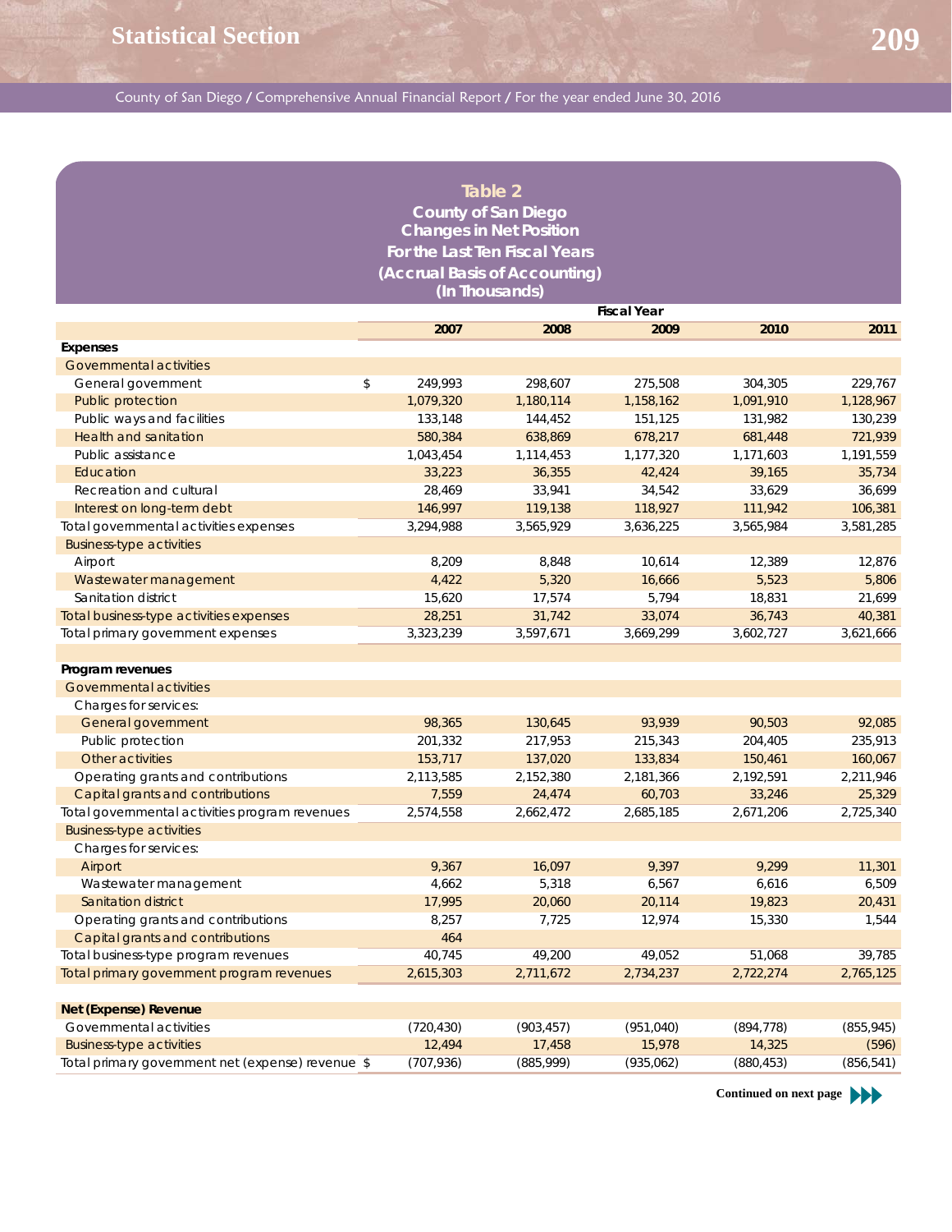## Table 2
### County of San Diego
### Changes in Net Position
### For the Last Ten Fiscal Years
### (Accrual Basis of Accounting)
### (In Thousands)

| | Fiscal Year | | | | |
|---|---|---|---|---|---|
| | 2007 | 2008 | 2009 | 2010 | 2011 |
| **Expenses** | | | | | |
| Governmental activities | | | | | |
| General government | $ 249,993 | 298,607 | 275,508 | 304,305 | 229,767 |
| Public protection | 1,079,320 | 1,180,114 | 1,158,162 | 1,091,910 | 1,128,967 |
| Public ways and facilities | 133,148 | 144,452 | 151,125 | 131,982 | 130,239 |
| Health and sanitation | 580,384 | 638,869 | 678,217 | 681,448 | 721,939 |
| Public assistance | 1,043,454 | 1,114,453 | 1,177,320 | 1,171,603 | 1,191,559 |
| Education | 33,223 | 36,355 | 42,424 | 39,165 | 35,734 |
| Recreation and cultural | 28,469 | 33,941 | 34,542 | 33,629 | 36,699 |
| Interest on long-term debt | 146,997 | 119,138 | 118,927 | 111,942 | 106,381 |
| Total governmental activities expenses | 3,294,988 | 3,565,929 | 3,636,225 | 3,565,984 | 3,581,285 |
| Business-type activities | | | | | |
| Airport | 8,209 | 8,848 | 10,614 | 12,389 | 12,876 |
| Wastewater management | 4,422 | 5,320 | 16,666 | 5,523 | 5,806 |
| Sanitation district | 15,620 | 17,574 | 5,794 | 18,831 | 21,699 |
| Total business-type activities expenses | 28,251 | 31,742 | 33,074 | 36,743 | 40,381 |
| Total primary government expenses | 3,323,239 | 3,597,671 | 3,669,299 | 3,602,727 | 3,621,666 |
| | | | | | |
| **Program revenues** | | | | | |
| Governmental activities | | | | | |
| Charges for services: | | | | | |
| General government | 98,365 | 130,645 | 93,939 | 90,503 | 92,085 |
| Public protection | 201,332 | 217,953 | 215,343 | 204,405 | 235,913 |
| Other activities | 153,717 | 137,020 | 133,834 | 150,461 | 160,067 |
| Operating grants and contributions | 2,113,585 | 2,152,380 | 2,181,366 | 2,192,591 | 2,211,946 |
| Capital grants and contributions | 7,559 | 24,474 | 60,703 | 33,246 | 25,329 |
| Total governmental activities program revenues | 2,574,558 | 2,662,472 | 2,685,185 | 2,671,206 | 2,725,340 |
| Business-type activities | | | | | |
| Charges for services: | | | | | |
| Airport | 9,367 | 16,097 | 9,397 | 9,299 | 11,301 |
| Wastewater management | 4,662 | 5,318 | 6,567 | 6,616 | 6,509 |
| Sanitation district | 17,995 | 20,060 | 20,114 | 19,823 | 20,431 |
| Operating grants and contributions | 8,257 | 7,725 | 12,974 | 15,330 | 1,544 |
| Capital grants and contributions | 464 | | | | |
| Total business-type program revenues | 40,745 | 49,200 | 49,052 | 51,068 | 39,785 |
| Total primary government program revenues | 2,615,303 | 2,711,672 | 2,734,237 | 2,722,274 | 2,765,125 |
| | | | | | |
| **Net (Expense) Revenue** | | | | | |
| Governmental activities | (720,430) | (903,457) | (951,040) | (894,778) | (855,945) |
| Business-type activities | 12,494 | 17,458 | 15,978 | 14,325 | (596) |
| Total primary government net (expense) revenue | $ (707,936) | (885,999) | (935,062) | (880,453) | (856,541) |

**Continued on next page**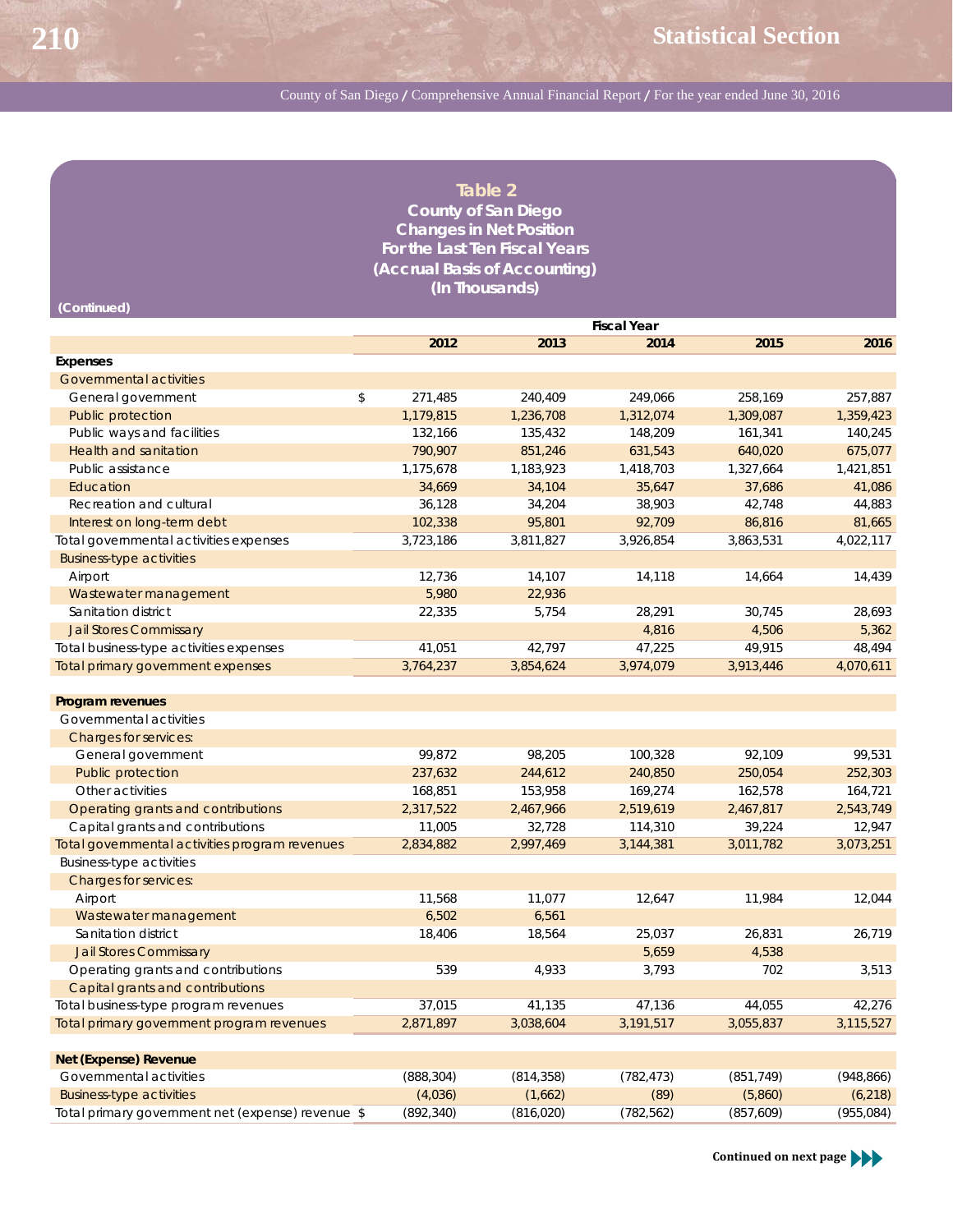## Table 2
### County of San Diego
### Changes in Net Position
### For the Last Ten Fiscal Years
### (Accrual Basis of Accounting)
### (In Thousands)

(Continued)

| | Fiscal Year | | | | |
|---|---|---|---|---|---|
| | 2012 | 2013 | 2014 | 2015 | 2016 |
| **Expenses** | | | | | |
| Governmental activities | | | | | |
| General government | $ 271,485 | 240,409 | 249,066 | 258,169 | 257,887 |
| Public protection | 1,179,815 | 1,236,708 | 1,312,074 | 1,309,087 | 1,359,423 |
| Public ways and facilities | 132,166 | 135,432 | 148,209 | 161,341 | 140,245 |
| Health and sanitation | 790,907 | 851,246 | 631,543 | 640,020 | 675,077 |
| Public assistance | 1,175,678 | 1,183,923 | 1,418,703 | 1,327,664 | 1,421,851 |
| Education | 34,669 | 34,104 | 35,647 | 37,686 | 41,086 |
| Recreation and cultural | 36,128 | 34,204 | 38,903 | 42,748 | 44,883 |
| Interest on long-term debt | 102,338 | 95,801 | 92,709 | 86,816 | 81,665 |
| Total governmental activities expenses | 3,723,186 | 3,811,827 | 3,926,854 | 3,863,531 | 4,022,117 |
| Business-type activities | | | | | |
| Airport | 12,736 | 14,107 | 14,118 | 14,664 | 14,439 |
| Wastewater management | 5,980 | 22,936 | | | |
| Sanitation district | 22,335 | 5,754 | 28,291 | 30,745 | 28,693 |
| Jail Stores Commissary | | | 4,816 | 4,506 | 5,362 |
| Total business-type activities expenses | 41,051 | 42,797 | 47,225 | 49,915 | 48,494 |
| Total primary government expenses | 3,764,237 | 3,854,624 | 3,974,079 | 3,913,446 | 4,070,611 |
| | | | | | |
| **Program revenues** | | | | | |
| Governmental activities | | | | | |
| Charges for services: | | | | | |
| General government | 99,872 | 98,205 | 100,328 | 92,109 | 99,531 |
| Public protection | 237,632 | 244,612 | 240,850 | 250,054 | 252,303 |
| Other activities | 168,851 | 153,958 | 169,274 | 162,578 | 164,721 |
| Operating grants and contributions | 2,317,522 | 2,467,966 | 2,519,619 | 2,467,817 | 2,543,749 |
| Capital grants and contributions | 11,005 | 32,728 | 114,310 | 39,224 | 12,947 |
| Total governmental activities program revenues | 2,834,882 | 2,997,469 | 3,144,381 | 3,011,782 | 3,073,251 |
| Business-type activities | | | | | |
| Charges for services: | | | | | |
| Airport | 11,568 | 11,077 | 12,647 | 11,984 | 12,044 |
| Wastewater management | 6,502 | 6,561 | | | |
| Sanitation district | 18,406 | 18,564 | 25,037 | 26,831 | 26,719 |
| Jail Stores Commissary | | | 5,659 | 4,538 | |
| Operating grants and contributions | 539 | 4,933 | 3,793 | 702 | 3,513 |
| Capital grants and contributions | | | | | |
| Total business-type program revenues | 37,015 | 41,135 | 47,136 | 44,055 | 42,276 |
| Total primary government program revenues | 2,871,897 | 3,038,604 | 3,191,517 | 3,055,837 | 3,115,527 |
| | | | | | |
| **Net (Expense) Revenue** | | | | | |
| Governmental activities | (888,304) | (814,358) | (782,473) | (851,749) | (948,866) |
| Business-type activities | (4,036) | (1,662) | (89) | (5,860) | (6,218) |
| Total primary government net (expense) revenue | $ (892,340) | (816,020) | (782,562) | (857,609) | (955,084) |

Continued on next page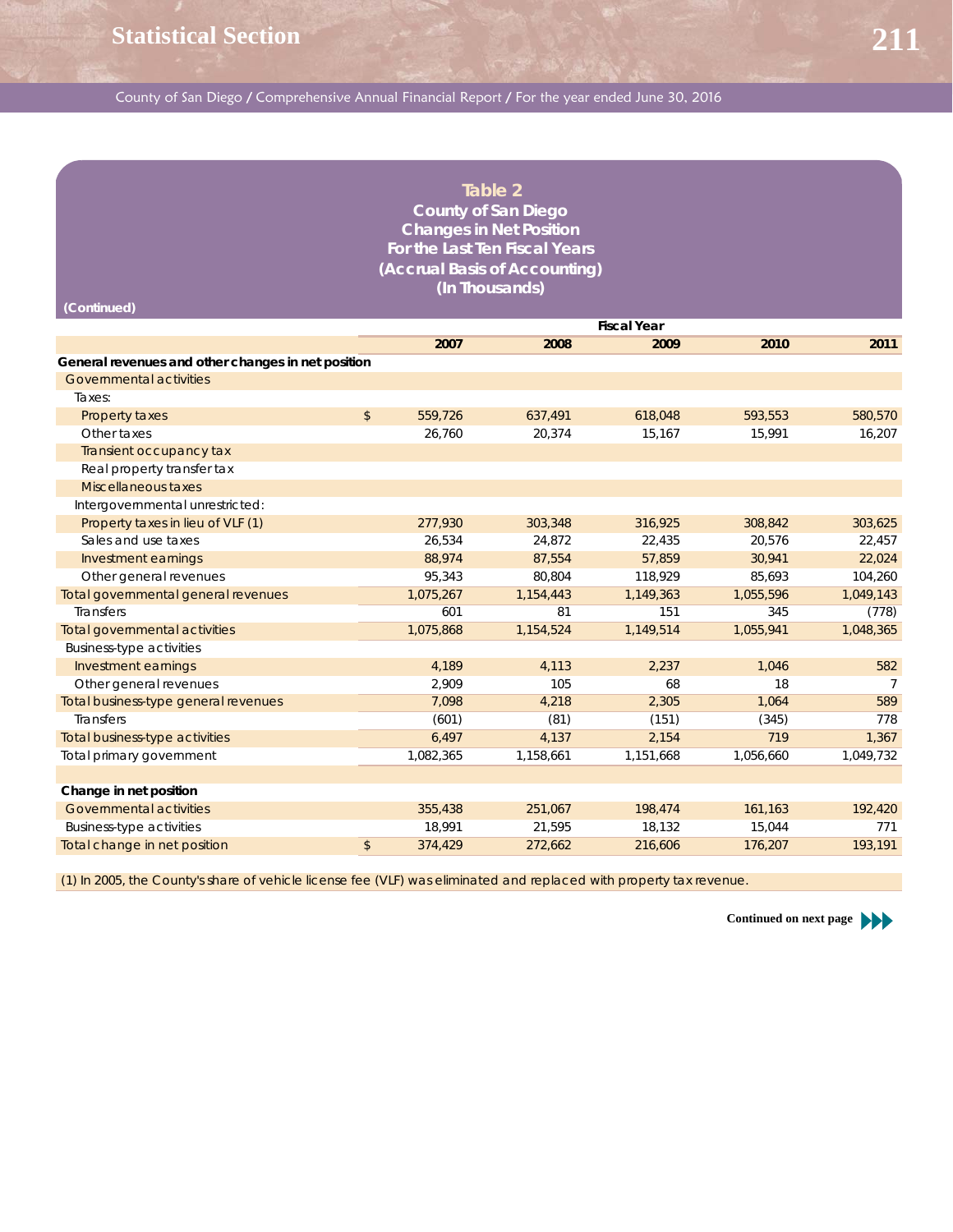## Table 2
### County of San Diego
### Changes in Net Position
### For the Last Ten Fiscal Years
### (Accrual Basis of Accounting)
### (In Thousands)

(Continued)

| | Fiscal Year | | | | |
|---|---|---|---|---|---|
| | 2007 | 2008 | 2009 | 2010 | 2011 |
| **General revenues and other changes in net position** | | | | | |
| Governmental activities | | | | | |
| Taxes: | | | | | |
| Property taxes | $ 559,726 | 637,491 | 618,048 | 593,553 | 580,570 |
| Other taxes | 26,760 | 20,374 | 15,167 | 15,991 | 16,207 |
| Transient occupancy tax | | | | | |
| Real property transfer tax | | | | | |
| Miscellaneous taxes | | | | | |
| Intergovernmental unrestricted: | | | | | |
| Property taxes in lieu of VLF (1) | 277,930 | 303,348 | 316,925 | 308,842 | 303,625 |
| Sales and use taxes | 26,534 | 24,872 | 22,435 | 20,576 | 22,457 |
| Investment earnings | 88,974 | 87,554 | 57,859 | 30,941 | 22,024 |
| Other general revenues | 95,343 | 80,804 | 118,929 | 85,693 | 104,260 |
| Total governmental general revenues | 1,075,267 | 1,154,443 | 1,149,363 | 1,055,596 | 1,049,143 |
| Transfers | 601 | 81 | 151 | 345 | (778) |
| Total governmental activities | 1,075,868 | 1,154,524 | 1,149,514 | 1,055,941 | 1,048,365 |
| Business-type activities | | | | | |
| Investment earnings | 4,189 | 4,113 | 2,237 | 1,046 | 582 |
| Other general revenues | 2,909 | 105 | 68 | 18 | 7 |
| Total business-type general revenues | 7,098 | 4,218 | 2,305 | 1,064 | 589 |
| Transfers | (601) | (81) | (151) | (345) | 778 |
| Total business-type activities | 6,497 | 4,137 | 2,154 | 719 | 1,367 |
| Total primary government | 1,082,365 | 1,158,661 | 1,151,668 | 1,056,660 | 1,049,732 |
| | | | | | |
| **Change in net position** | | | | | |
| Governmental activities | 355,438 | 251,067 | 198,474 | 161,163 | 192,420 |
| Business-type activities | 18,991 | 21,595 | 18,132 | 15,044 | 771 |
| Total change in net position | $ 374,429 | 272,662 | 216,606 | 176,207 | 193,191 |

(1) In 2005, the County's share of vehicle license fee (VLF) was eliminated and replaced with property tax revenue.

**Continued on next page**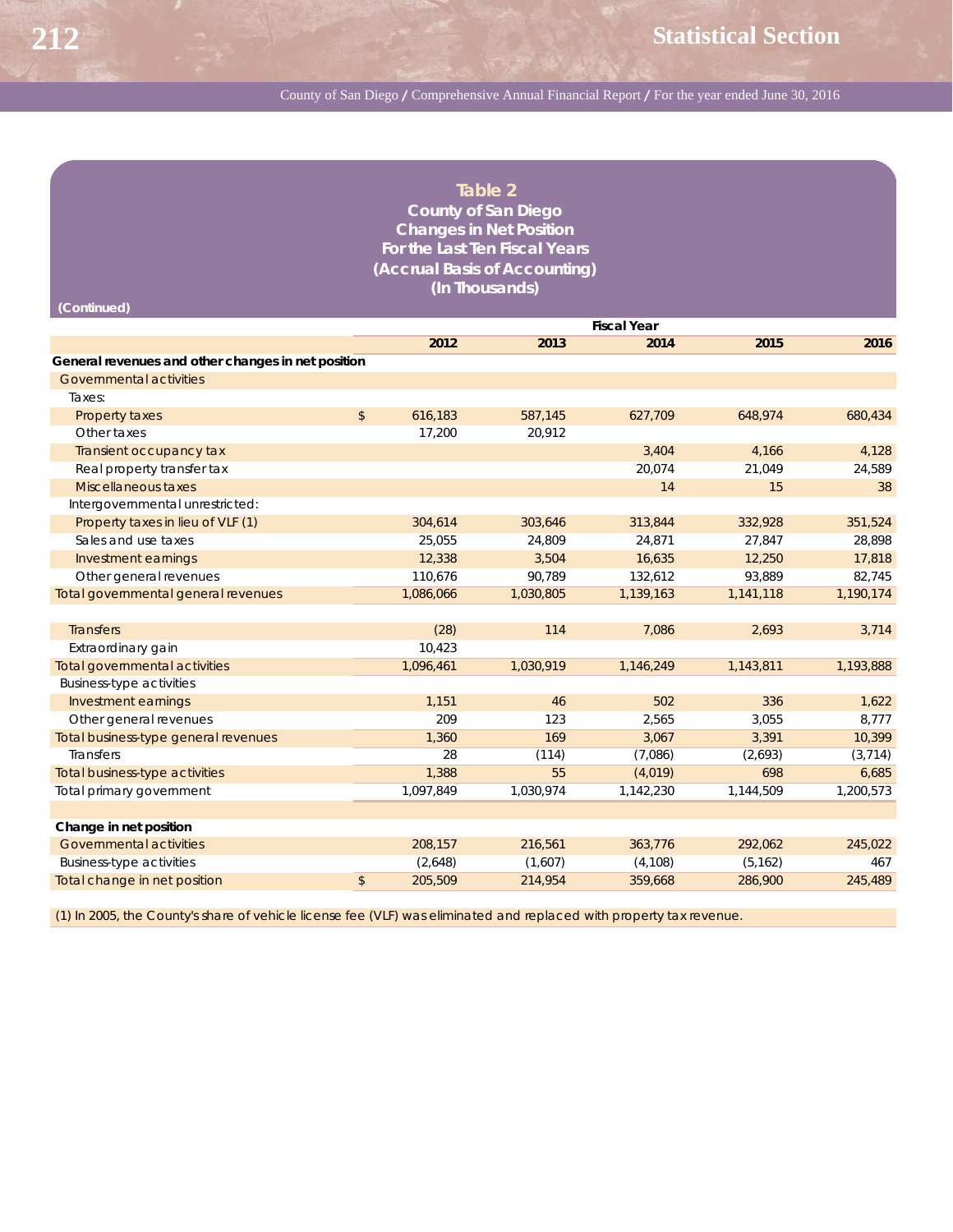## Table 2
### County of San Diego
### Changes in Net Position
### For the Last Ten Fiscal Years
### (Accrual Basis of Accounting)
### (In Thousands)

(Continued)

| | Fiscal Year | | | | |
|---|---|---|---|---|---|
| | 2012 | 2013 | 2014 | 2015 | 2016 |
| **General revenues and other changes in net position** | | | | | |
| Governmental activities | | | | | |
| Taxes: | | | | | |
| Property taxes | $ 616,183 | 587,145 | 627,709 | 648,974 | 680,434 |
| Other taxes | 17,200 | 20,912 | | | |
| Transient occupancy tax | | | 3,404 | 4,166 | 4,128 |
| Real property transfer tax | | | 20,074 | 21,049 | 24,589 |
| Miscellaneous taxes | | | 14 | 15 | 38 |
| Intergovernmental unrestricted: | | | | | |
| Property taxes in lieu of VLF (1) | 304,614 | 303,646 | 313,844 | 332,928 | 351,524 |
| Sales and use taxes | 25,055 | 24,809 | 24,871 | 27,847 | 28,898 |
| Investment earnings | 12,338 | 3,504 | 16,635 | 12,250 | 17,818 |
| Other general revenues | 110,676 | 90,789 | 132,612 | 93,889 | 82,745 |
| Total governmental general revenues | 1,086,066 | 1,030,805 | 1,139,163 | 1,141,118 | 1,190,174 |
| | | | | | |
| Transfers | (28) | 114 | 7,086 | 2,693 | 3,714 |
| Extraordinary gain | 10,423 | | | | |
| Total governmental activities | 1,096,461 | 1,030,919 | 1,146,249 | 1,143,811 | 1,193,888 |
| Business-type activities | | | | | |
| Investment earnings | 1,151 | 46 | 502 | 336 | 1,622 |
| Other general revenues | 209 | 123 | 2,565 | 3,055 | 8,777 |
| Total business-type general revenues | 1,360 | 169 | 3,067 | 3,391 | 10,399 |
| Transfers | 28 | (114) | (7,086) | (2,693) | (3,714) |
| Total business-type activities | 1,388 | 55 | (4,019) | 698 | 6,685 |
| Total primary government | 1,097,849 | 1,030,974 | 1,142,230 | 1,144,509 | 1,200,573 |
| | | | | | |
| **Change in net position** | | | | | |
| Governmental activities | 208,157 | 216,561 | 363,776 | 292,062 | 245,022 |
| Business-type activities | (2,648) | (1,607) | (4,108) | (5,162) | 467 |
| Total change in net position | $ 205,509 | 214,954 | 359,668 | 286,900 | 245,489 |

(1) In 2005, the County's share of vehicle license fee (VLF) was eliminated and replaced with property tax revenue.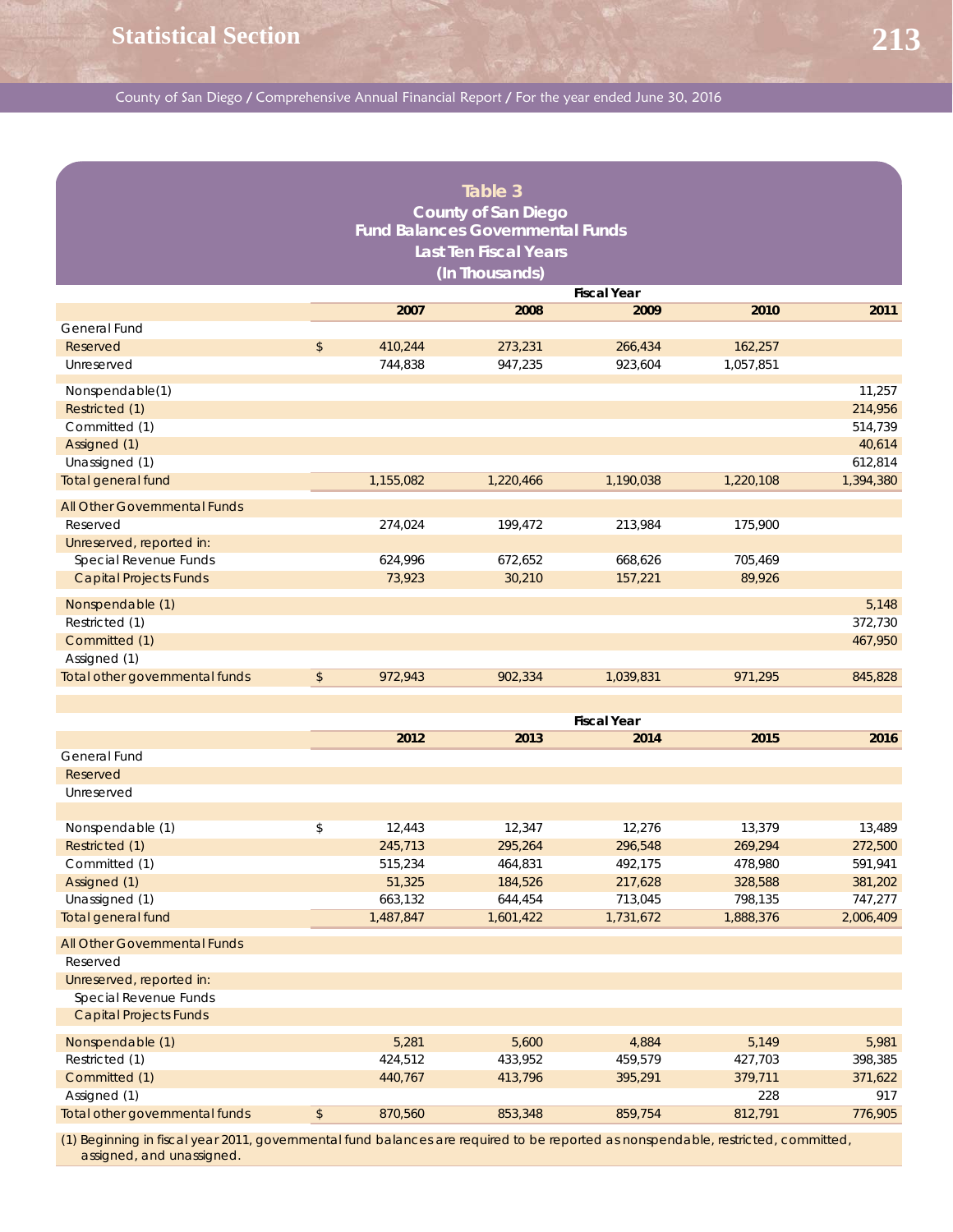## Table 3
### County of San Diego
### Fund Balances Governmental Funds
### Last Ten Fiscal Years
### (In Thousands)

| | | Fiscal Year | | | |
|---|---|---|---|---|---|
| | 2007 | 2008 | 2009 | 2010 | 2011 |
| **General Fund** | | | | | |
| Reserved | $ 410,244 | 273,231 | 266,434 | 162,257 | |
| Unreserved | 744,838 | 947,235 | 923,604 | 1,057,851 | |
| Nonspendable(1) | | | | | 11,257 |
| Restricted (1) | | | | | 214,956 |
| Committed (1) | | | | | 514,739 |
| Assigned (1) | | | | | 40,614 |
| Unassigned (1) | | | | | 612,814 |
| Total general fund | 1,155,082 | 1,220,466 | 1,190,038 | 1,220,108 | 1,394,380 |
| **All Other Governmental Funds** | | | | | |
| Reserved | 274,024 | 199,472 | 213,984 | 175,900 | |
| Unreserved, reported in: | | | | | |
| Special Revenue Funds | 624,996 | 672,652 | 668,626 | 705,469 | |
| Capital Projects Funds | 73,923 | 30,210 | 157,221 | 89,926 | |
| Nonspendable (1) | | | | | 5,148 |
| Restricted (1) | | | | | 372,730 |
| Committed (1) | | | | | 467,950 |
| Assigned (1) | | | | | |
| Total other governmental funds | $ 972,943 | 902,334 | 1,039,831 | 971,295 | 845,828 |

| | | Fiscal Year | | | |
|---|---|---|---|---|---|
| | 2012 | 2013 | 2014 | 2015 | 2016 |
| **General Fund** | | | | | |
| Reserved | | | | | |
| Unreserved | | | | | |
| Nonspendable (1) | $ 12,443 | 12,347 | 12,276 | 13,379 | 13,489 |
| Restricted (1) | 245,713 | 295,264 | 296,548 | 269,294 | 272,500 |
| Committed (1) | 515,234 | 464,831 | 492,175 | 478,980 | 591,941 |
| Assigned (1) | 51,325 | 184,526 | 217,628 | 328,588 | 381,202 |
| Unassigned (1) | 663,132 | 644,454 | 713,045 | 798,135 | 747,277 |
| Total general fund | 1,487,847 | 1,601,422 | 1,731,672 | 1,888,376 | 2,006,409 |
| **All Other Governmental Funds** | | | | | |
| Reserved | | | | | |
| Unreserved, reported in: | | | | | |
| Special Revenue Funds | | | | | |
| Capital Projects Funds | | | | | |
| Nonspendable (1) | 5,281 | 5,600 | 4,884 | 5,149 | 5,981 |
| Restricted (1) | 424,512 | 433,952 | 459,579 | 427,703 | 398,385 |
| Committed (1) | 440,767 | 413,796 | 395,291 | 379,711 | 371,622 |
| Assigned (1) | | | | 228 | 917 |
| Total other governmental funds | $ 870,560 | 853,348 | 859,754 | 812,791 | 776,905 |

(1) Beginning in fiscal year 2011, governmental fund balances are required to be reported as nonspendable, restricted, committed, assigned, and unassigned.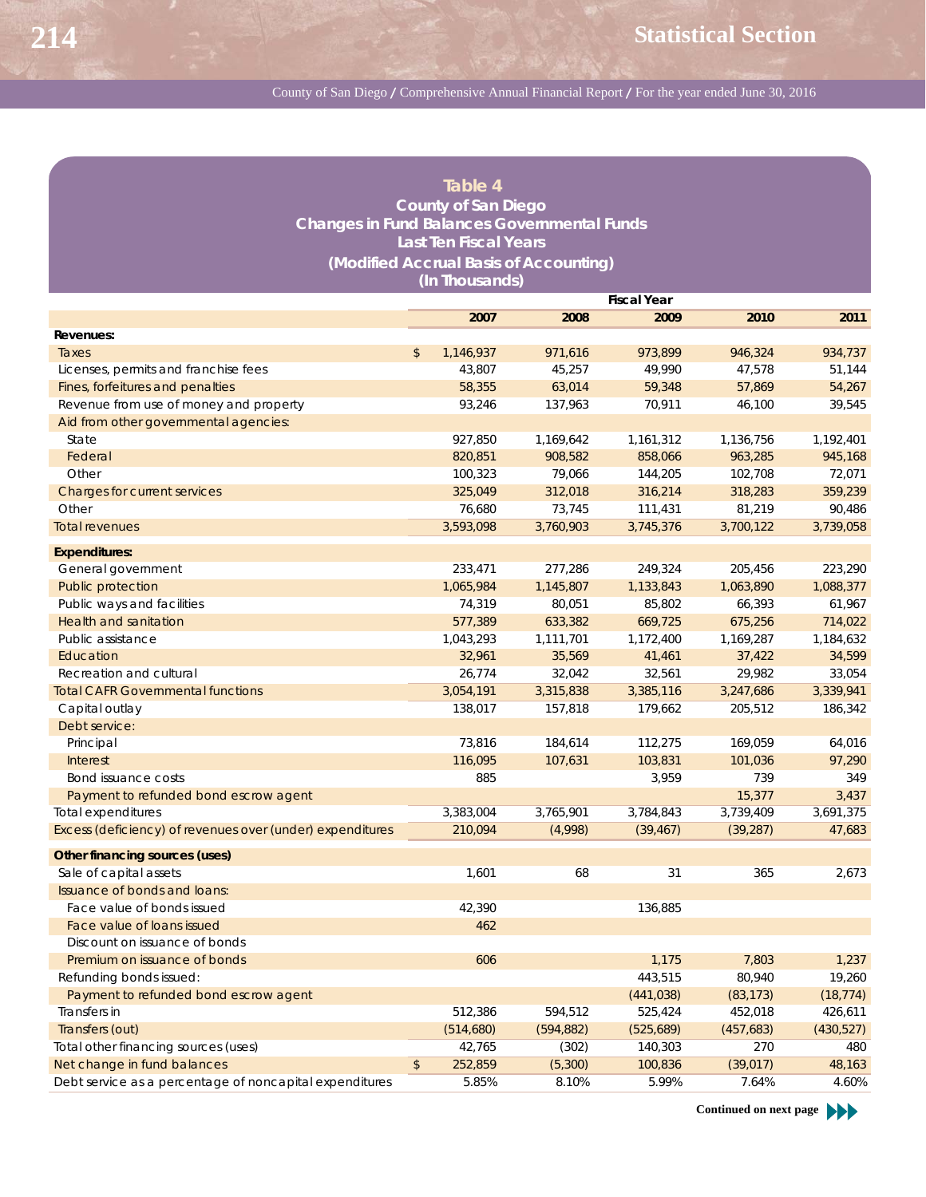## Table 4
### County of San Diego
### Changes in Fund Balances Governmental Funds
### Last Ten Fiscal Years
### (Modified Accrual Basis of Accounting)
### (In Thousands)

| | Fiscal Year | | | | |
|---|---|---|---|---|---|
| | 2007 | 2008 | 2009 | 2010 | 2011 |
| **Revenues:** | | | | | |
| Taxes | $ 1,146,937 | 971,616 | 973,899 | 946,324 | 934,737 |
| Licenses, permits and franchise fees | 43,807 | 45,257 | 49,990 | 47,578 | 51,144 |
| Fines, forfeitures and penalties | 58,355 | 63,014 | 59,348 | 57,869 | 54,267 |
| Revenue from use of money and property | 93,246 | 137,963 | 70,911 | 46,100 | 39,545 |
| Aid from other governmental agencies: | | | | | |
| State | 927,850 | 1,169,642 | 1,161,312 | 1,136,756 | 1,192,401 |
| Federal | 820,851 | 908,582 | 858,066 | 963,285 | 945,168 |
| Other | 100,323 | 79,066 | 144,205 | 102,708 | 72,071 |
| Charges for current services | 325,049 | 312,018 | 316,214 | 318,283 | 359,239 |
| Other | 76,680 | 73,745 | 111,431 | 81,219 | 90,486 |
| Total revenues | 3,593,098 | 3,760,903 | 3,745,376 | 3,700,122 | 3,739,058 |
| **Expenditures:** | | | | | |
| General government | 233,471 | 277,286 | 249,324 | 205,456 | 223,290 |
| Public protection | 1,065,984 | 1,145,807 | 1,133,843 | 1,063,890 | 1,088,377 |
| Public ways and facilities | 74,319 | 80,051 | 85,802 | 66,393 | 61,967 |
| Health and sanitation | 577,389 | 633,382 | 669,725 | 675,256 | 714,022 |
| Public assistance | 1,043,293 | 1,111,701 | 1,172,400 | 1,169,287 | 1,184,632 |
| Education | 32,961 | 35,569 | 41,461 | 37,422 | 34,599 |
| Recreation and cultural | 26,774 | 32,042 | 32,561 | 29,982 | 33,054 |
| Total CAFR Governmental functions | 3,054,191 | 3,315,838 | 3,385,116 | 3,247,686 | 3,339,941 |
| Capital outlay | 138,017 | 157,818 | 179,662 | 205,512 | 186,342 |
| Debt service: | | | | | |
| Principal | 73,816 | 184,614 | 112,275 | 169,059 | 64,016 |
| Interest | 116,095 | 107,631 | 103,831 | 101,036 | 97,290 |
| Bond issuance costs | 885 | | 3,959 | 739 | 349 |
| Payment to refunded bond escrow agent | | | | 15,377 | 3,437 |
| Total expenditures | 3,383,004 | 3,765,901 | 3,784,843 | 3,739,409 | 3,691,375 |
| Excess (deficiency) of revenues over (under) expenditures | 210,094 | (4,998) | (39,467) | (39,287) | 47,683 |
| **Other financing sources (uses)** | | | | | |
| Sale of capital assets | 1,601 | 68 | 31 | 365 | 2,673 |
| Issuance of bonds and loans: | | | | | |
| Face value of bonds issued | 42,390 | | 136,885 | | |
| Face value of loans issued | 462 | | | | |
| Discount on issuance of bonds | | | | | |
| Premium on issuance of bonds | 606 | | 1,175 | 7,803 | 1,237 |
| Refunding bonds issued: | | | 443,515 | 80,940 | 19,260 |
| Payment to refunded bond escrow agent | | | (441,038) | (83,173) | (18,774) |
| Transfers in | 512,386 | 594,512 | 525,424 | 452,018 | 426,611 |
| Transfers (out) | (514,680) | (594,882) | (525,689) | (457,683) | (430,527) |
| Total other financing sources (uses) | 42,765 | (302) | 140,303 | 270 | 480 |
| Net change in fund balances | $ 252,859 | (5,300) | 100,836 | (39,017) | 48,163 |
| Debt service as a percentage of noncapital expenditures | 5.85% | 8.10% | 5.99% | 7.64% | 4.60% |

Continued on next page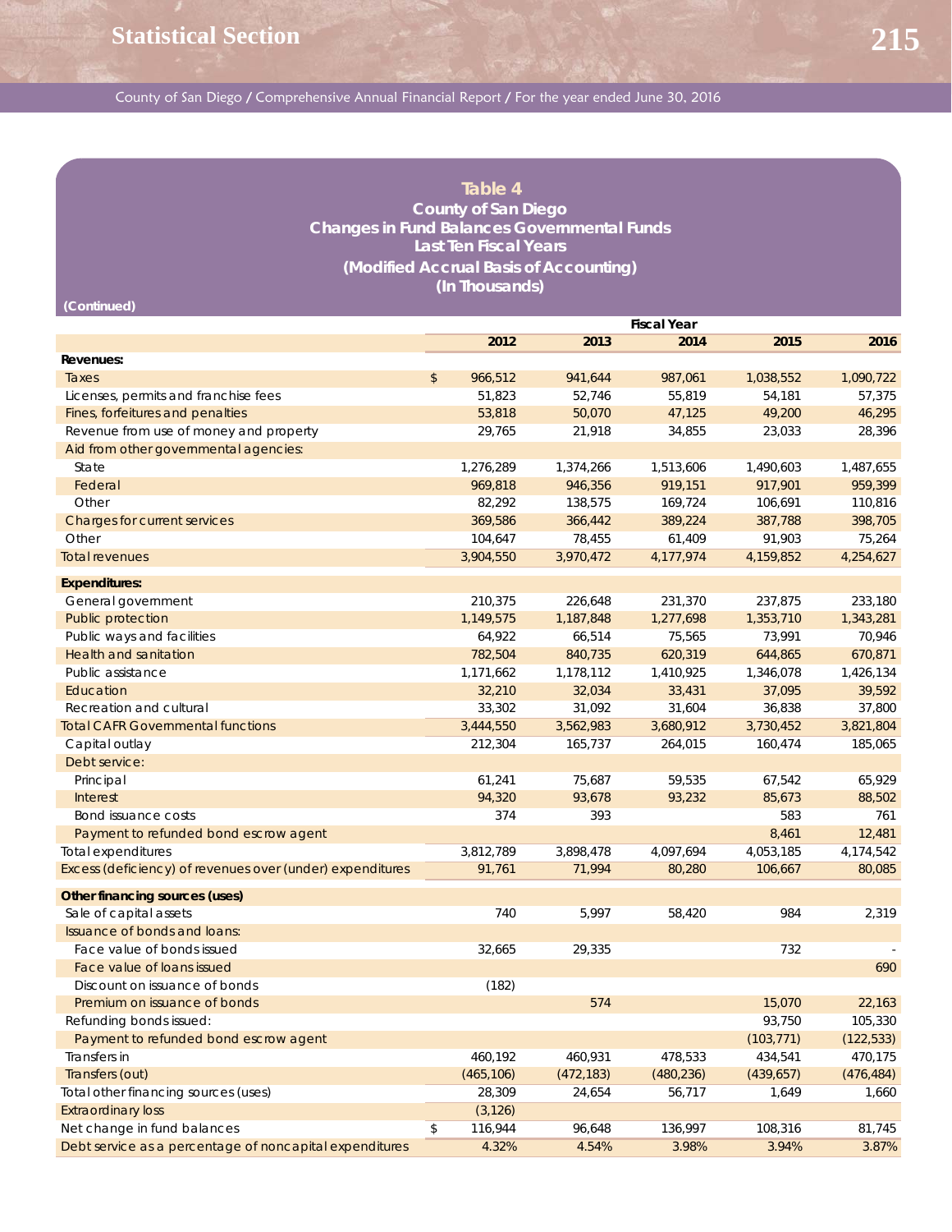## Table 4
### County of San Diego
### Changes in Fund Balances Governmental Funds
### Last Ten Fiscal Years
### (Modified Accrual Basis of Accounting)
### (In Thousands)

**(Continued)**

| | Fiscal Year | | | | |
|---|---|---|---|---|---|
| | **2012** | **2013** | **2014** | **2015** | **2016** |
| **Revenues:** | | | | | |
| Taxes | $ 966,512 | 941,644 | 987,061 | 1,038,552 | 1,090,722 |
| Licenses, permits and franchise fees | 51,823 | 52,746 | 55,819 | 54,181 | 57,375 |
| Fines, forfeitures and penalties | 53,818 | 50,070 | 47,125 | 49,200 | 46,295 |
| Revenue from use of money and property | 29,765 | 21,918 | 34,855 | 23,033 | 28,396 |
| Aid from other governmental agencies: | | | | | |
| State | 1,276,289 | 1,374,266 | 1,513,606 | 1,490,603 | 1,487,655 |
| Federal | 969,818 | 946,356 | 919,151 | 917,901 | 959,399 |
| Other | 82,292 | 138,575 | 169,724 | 106,691 | 110,816 |
| Charges for current services | 369,586 | 366,442 | 389,224 | 387,788 | 398,705 |
| Other | 104,647 | 78,455 | 61,409 | 91,903 | 75,264 |
| Total revenues | 3,904,550 | 3,970,472 | 4,177,974 | 4,159,852 | 4,254,627 |
| **Expenditures:** | | | | | |
| General government | 210,375 | 226,648 | 231,370 | 237,875 | 233,180 |
| Public protection | 1,149,575 | 1,187,848 | 1,277,698 | 1,353,710 | 1,343,281 |
| Public ways and facilities | 64,922 | 66,514 | 75,565 | 73,991 | 70,946 |
| Health and sanitation | 782,504 | 840,735 | 620,319 | 644,865 | 670,871 |
| Public assistance | 1,171,662 | 1,178,112 | 1,410,925 | 1,346,078 | 1,426,134 |
| Education | 32,210 | 32,034 | 33,431 | 37,095 | 39,592 |
| Recreation and cultural | 33,302 | 31,092 | 31,604 | 36,838 | 37,800 |
| Total CAFR Governmental functions | 3,444,550 | 3,562,983 | 3,680,912 | 3,730,452 | 3,821,804 |
| Capital outlay | 212,304 | 165,737 | 264,015 | 160,474 | 185,065 |
| Debt service: | | | | | |
| Principal | 61,241 | 75,687 | 59,535 | 67,542 | 65,929 |
| Interest | 94,320 | 93,678 | 93,232 | 85,673 | 88,502 |
| Bond issuance costs | 374 | 393 | | 583 | 761 |
| Payment to refunded bond escrow agent | | | | 8,461 | 12,481 |
| Total expenditures | 3,812,789 | 3,898,478 | 4,097,694 | 4,053,185 | 4,174,542 |
| Excess (deficiency) of revenues over (under) expenditures | 91,761 | 71,994 | 80,280 | 106,667 | 80,085 |
| **Other financing sources (uses)** | | | | | |
| Sale of capital assets | 740 | 5,997 | 58,420 | 984 | 2,319 |
| Issuance of bonds and loans: | | | | | |
| Face value of bonds issued | 32,665 | 29,335 | | 732 | - |
| Face value of loans issued | | | | | 690 |
| Discount on issuance of bonds | (182) | | | | |
| Premium on issuance of bonds | | 574 | | 15,070 | 22,163 |
| Refunding bonds issued: | | | | 93,750 | 105,330 |
| Payment to refunded bond escrow agent | | | | (103,771) | (122,533) |
| Transfers in | 460,192 | 460,931 | 478,533 | 434,541 | 470,175 |
| Transfers (out) | (465,106) | (472,183) | (480,236) | (439,657) | (476,484) |
| Total other financing sources (uses) | 28,309 | 24,654 | 56,717 | 1,649 | 1,660 |
| Extraordinary loss | (3,126) | | | | |
| Net change in fund balances | $ 116,944 | 96,648 | 136,997 | 108,316 | 81,745 |
| Debt service as a percentage of noncapital expenditures | 4.32% | 4.54% | 3.98% | 3.94% | 3.87% |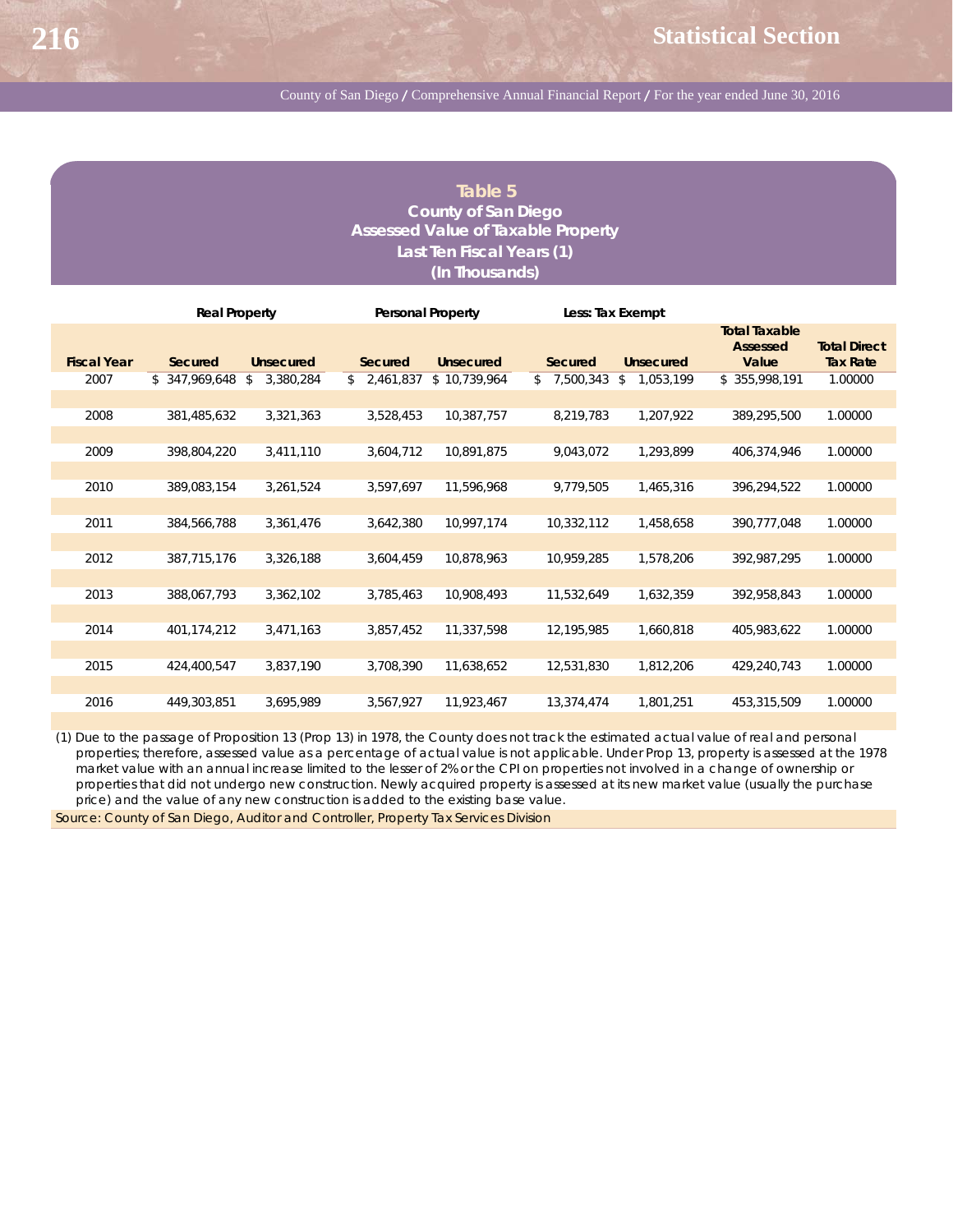## Table 5
### County of San Diego
### Assessed Value of Taxable Property
### Last Ten Fiscal Years (1)
### (In Thousands)

| | Real Property | | Personal Property | | Less: Tax Exempt | | | |
|---|---|---|---|---|---|---|---|---|
| **Fiscal Year** | **Secured** | **Unsecured** | **Secured** | **Unsecured** | **Secured** | **Unsecured** | **Total Taxable Assessed Value** | **Total Direct Tax Rate** |
| 2007 | $ 347,969,648 | $ 3,380,284 | $ 2,461,837 | $ 10,739,964 | $ 7,500,343 | $ 1,053,199 | $ 355,998,191 | 1.00000 |
| 2008 | 381,485,632 | 3,321,363 | 3,528,453 | 10,387,757 | 8,219,783 | 1,207,922 | 389,295,500 | 1.00000 |
| 2009 | 398,804,220 | 3,411,110 | 3,604,712 | 10,891,875 | 9,043,072 | 1,293,899 | 406,374,946 | 1.00000 |
| 2010 | 389,083,154 | 3,261,524 | 3,597,697 | 11,596,968 | 9,779,505 | 1,465,316 | 396,294,522 | 1.00000 |
| 2011 | 384,566,788 | 3,361,476 | 3,642,380 | 10,997,174 | 10,332,112 | 1,458,658 | 390,777,048 | 1.00000 |
| 2012 | 387,715,176 | 3,326,188 | 3,604,459 | 10,878,963 | 10,959,285 | 1,578,206 | 392,987,295 | 1.00000 |
| 2013 | 388,067,793 | 3,362,102 | 3,785,463 | 10,908,493 | 11,532,649 | 1,632,359 | 392,958,843 | 1.00000 |
| 2014 | 401,174,212 | 3,471,163 | 3,857,452 | 11,337,598 | 12,195,985 | 1,660,818 | 405,983,622 | 1.00000 |
| 2015 | 424,400,547 | 3,837,190 | 3,708,390 | 11,638,652 | 12,531,830 | 1,812,206 | 429,240,743 | 1.00000 |
| 2016 | 449,303,851 | 3,695,989 | 3,567,927 | 11,923,467 | 13,374,474 | 1,801,251 | 453,315,509 | 1.00000 |

(1) Due to the passage of Proposition 13 (Prop 13) in 1978, the County does not track the estimated actual value of real and personal properties; therefore, assessed value as a percentage of actual value is not applicable. Under Prop 13, property is assessed at the 1978 market value with an annual increase limited to the lesser of 2% or the CPI on properties not involved in a change of ownership or properties that did not undergo new construction. Newly acquired property is assessed at its new market value (usually the purchase price) and the value of any new construction is added to the existing base value.

Source: County of San Diego, Auditor and Controller, Property Tax Services Division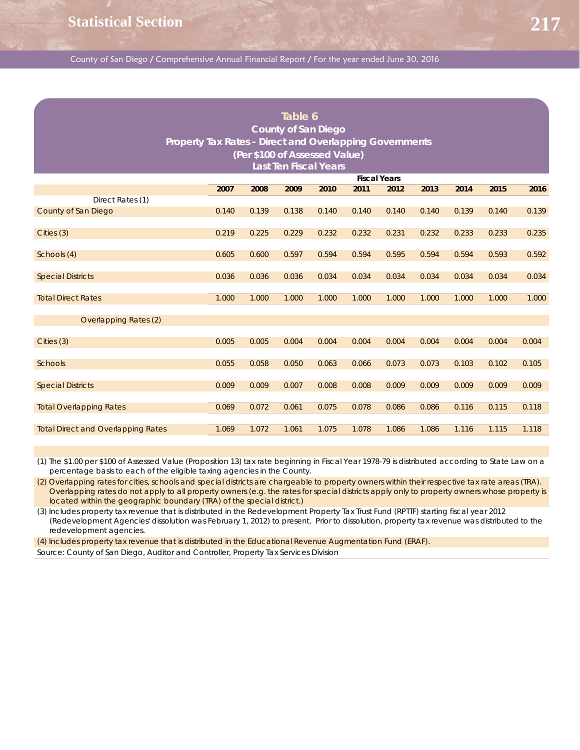## Table 6
### County of San Diego
### Property Tax Rates - Direct and Overlapping Governments
### (Per $100 of Assessed Value)
### Last Ten Fiscal Years

| | Fiscal Years | | | | | | | | | |
|---|---|---|---|---|---|---|---|---|---|---|
| | 2007 | 2008 | 2009 | 2010 | 2011 | 2012 | 2013 | 2014 | 2015 | 2016 |
| Direct Rates (1) | | | | | | | | | | |
| County of San Diego | 0.140 | 0.139 | 0.138 | 0.140 | 0.140 | 0.140 | 0.140 | 0.139 | 0.140 | 0.139 |
| Cities (3) | 0.219 | 0.225 | 0.229 | 0.232 | 0.232 | 0.231 | 0.232 | 0.233 | 0.233 | 0.235 |
| Schools (4) | 0.605 | 0.600 | 0.597 | 0.594 | 0.594 | 0.595 | 0.594 | 0.594 | 0.593 | 0.592 |
| Special Districts | 0.036 | 0.036 | 0.036 | 0.034 | 0.034 | 0.034 | 0.034 | 0.034 | 0.034 | 0.034 |
| Total Direct Rates | 1.000 | 1.000 | 1.000 | 1.000 | 1.000 | 1.000 | 1.000 | 1.000 | 1.000 | 1.000 |
| Overlapping Rates (2) | | | | | | | | | | |
| Cities (3) | 0.005 | 0.005 | 0.004 | 0.004 | 0.004 | 0.004 | 0.004 | 0.004 | 0.004 | 0.004 |
| Schools | 0.055 | 0.058 | 0.050 | 0.063 | 0.066 | 0.073 | 0.073 | 0.103 | 0.102 | 0.105 |
| Special Districts | 0.009 | 0.009 | 0.007 | 0.008 | 0.008 | 0.009 | 0.009 | 0.009 | 0.009 | 0.009 |
| Total Overlapping Rates | 0.069 | 0.072 | 0.061 | 0.075 | 0.078 | 0.086 | 0.086 | 0.116 | 0.115 | 0.118 |
| Total Direct and Overlapping Rates | 1.069 | 1.072 | 1.061 | 1.075 | 1.078 | 1.086 | 1.086 | 1.116 | 1.115 | 1.118 |

(1) The $1.00 per $100 of Assessed Value (Proposition 13) tax rate beginning in Fiscal Year 1978-79 is distributed according to State Law on a percentage basis to each of the eligible taxing agencies in the County.

(2) Overlapping rates for cities, schools and special districts are chargeable to property owners within their respective tax rate areas (TRA). Overlapping rates do not apply to all property owners (e.g. the rates for special districts apply only to property owners whose property is located within the geographic boundary (TRA) of the special district.)

(3) Includes property tax revenue that is distributed in the Redevelopment Property Tax Trust Fund (RPTTF) starting fiscal year 2012 (Redevelopment Agencies' dissolution was February 1, 2012) to present. Prior to dissolution, property tax revenue was distributed to the redevelopment agencies.

(4) Includes property tax revenue that is distributed in the Educational Revenue Augmentation Fund (ERAF).

Source: County of San Diego, Auditor and Controller, Property Tax Services Division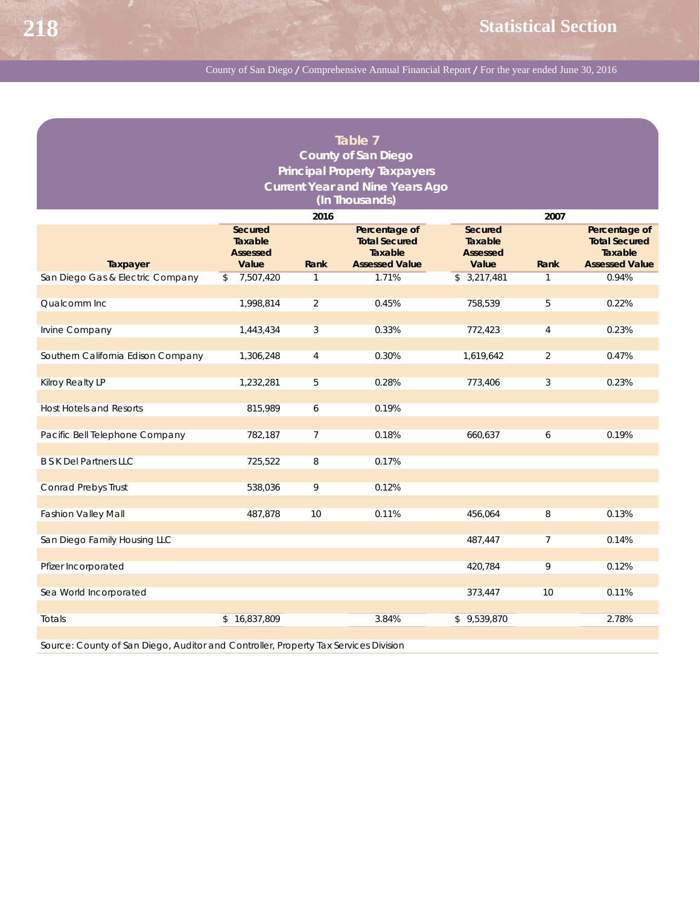## Table 7
### County of San Diego
### Principal Property Taxpayers
### Current Year and Nine Years Ago
### (In Thousands)

| | 2016 | | | 2007 | | |
|---|---|---|---|---|---|---|
| **Taxpayer** | **Secured Taxable Assessed Value** | **Rank** | **Percentage of Total Secured Taxable Assessed Value** | **Secured Taxable Assessed Value** | **Rank** | **Percentage of Total Secured Taxable Assessed Value** |
| San Diego Gas & Electric Company | $ 7,507,420 | 1 | 1.71% | $ 3,217,481 | 1 | 0.94% |
| Qualcomm Inc | 1,998,814 | 2 | 0.45% | 758,539 | 5 | 0.22% |
| Irvine Company | 1,443,434 | 3 | 0.33% | 772,423 | 4 | 0.23% |
| Southern California Edison Company | 1,306,248 | 4 | 0.30% | 1,619,642 | 2 | 0.47% |
| Kilroy Realty LP | 1,232,281 | 5 | 0.28% | 773,406 | 3 | 0.23% |
| Host Hotels and Resorts | 815,989 | 6 | 0.19% | | | |
| Pacific Bell Telephone Company | 782,187 | 7 | 0.18% | 660,637 | 6 | 0.19% |
| B S K Del Partners LLC | 725,522 | 8 | 0.17% | | | |
| Conrad Prebys Trust | 538,036 | 9 | 0.12% | | | |
| Fashion Valley Mall | 487,878 | 10 | 0.11% | 456,064 | 8 | 0.13% |
| San Diego Family Housing LLC | | | | 487,447 | 7 | 0.14% |
| Pfizer Incorporated | | | | 420,784 | 9 | 0.12% |
| Sea World Incorporated | | | | 373,447 | 10 | 0.11% |
| Totals | $ 16,837,809 | | 3.84% | $ 9,539,870 | | 2.78% |

Source: County of San Diego, Auditor and Controller, Property Tax Services Division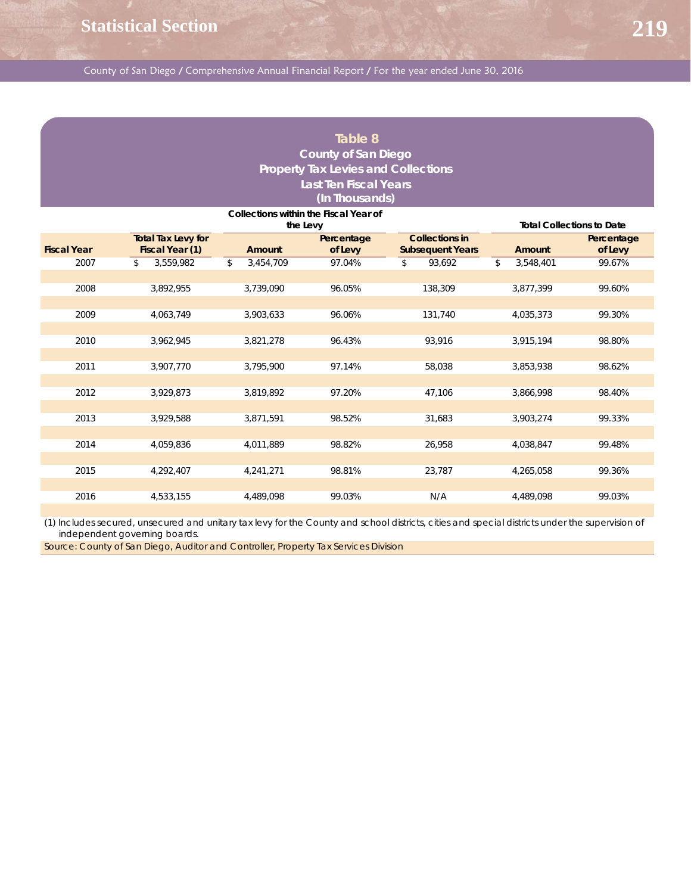## Table 8
### County of San Diego
### Property Tax Levies and Collections
### Last Ten Fiscal Years
### (In Thousands)

| Fiscal Year | Total Tax Levy for Fiscal Year (1) | Collections within the Fiscal Year of the Levy | | Collections in Subsequent Years | Total Collections to Date | |
|---|---|---|---|---|---|---|
| | | Amount | Percentage of Levy | | Amount | Percentage of Levy |
| 2007 | $ 3,559,982 | $ 3,454,709 | 97.04% | $ 93,692 | $ 3,548,401 | 99.67% |
| 2008 | 3,892,955 | 3,739,090 | 96.05% | 138,309 | 3,877,399 | 99.60% |
| 2009 | 4,063,749 | 3,903,633 | 96.06% | 131,740 | 4,035,373 | 99.30% |
| 2010 | 3,962,945 | 3,821,278 | 96.43% | 93,916 | 3,915,194 | 98.80% |
| 2011 | 3,907,770 | 3,795,900 | 97.14% | 58,038 | 3,853,938 | 98.62% |
| 2012 | 3,929,873 | 3,819,892 | 97.20% | 47,106 | 3,866,998 | 98.40% |
| 2013 | 3,929,588 | 3,871,591 | 98.52% | 31,683 | 3,903,274 | 99.33% |
| 2014 | 4,059,836 | 4,011,889 | 98.82% | 26,958 | 4,038,847 | 99.48% |
| 2015 | 4,292,407 | 4,241,271 | 98.81% | 23,787 | 4,265,058 | 99.36% |
| 2016 | 4,533,155 | 4,489,098 | 99.03% | N/A | 4,489,098 | 99.03% |

(1) Includes secured, unsecured and unitary tax levy for the County and school districts, cities and special districts under the supervision of independent governing boards.

Source: County of San Diego, Auditor and Controller, Property Tax Services Division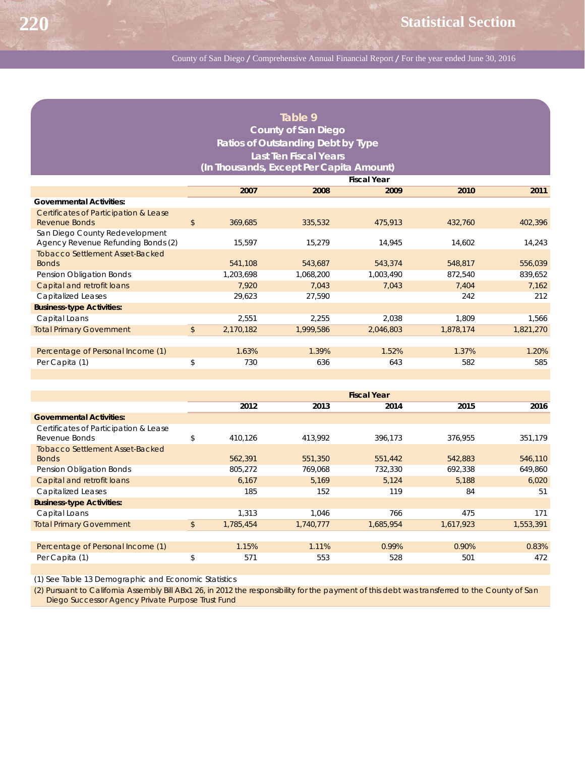## Table 9
## County of San Diego
## Ratios of Outstanding Debt by Type
## Last Ten Fiscal Years
## (In Thousands, Except Per Capita Amount)

| | Fiscal Year | | | | |
|---|---|---|---|---|---|
| | 2007 | 2008 | 2009 | 2010 | 2011 |
| **Governmental Activities:** | | | | | |
| Certificates of Participation & Lease Revenue Bonds | $ 369,685 | 335,532 | 475,913 | 432,760 | 402,396 |
| San Diego County Redevelopment Agency Revenue Refunding Bonds (2) | 15,597 | 15,279 | 14,945 | 14,602 | 14,243 |
| Tobacco Settlement Asset-Backed Bonds | 541,108 | 543,687 | 543,374 | 548,817 | 556,039 |
| Pension Obligation Bonds | 1,203,698 | 1,068,200 | 1,003,490 | 872,540 | 839,652 |
| Capital and retrofit loans | 7,920 | 7,043 | 7,043 | 7,404 | 7,162 |
| Capitalized Leases | 29,623 | 27,590 | | 242 | 212 |
| **Business-type Activities:** | | | | | |
| Capital Loans | 2,551 | 2,255 | 2,038 | 1,809 | 1,566 |
| Total Primary Government | $ 2,170,182 | 1,999,586 | 2,046,803 | 1,878,174 | 1,821,270 |
| | | | | | |
| Percentage of Personal Income (1) | 1.63% | 1.39% | 1.52% | 1.37% | 1.20% |
| Per Capita (1) | $ 730 | 636 | 643 | 582 | 585 |

| | Fiscal Year | | | | |
|---|---|---|---|---|---|
| | 2012 | 2013 | 2014 | 2015 | 2016 |
| **Governmental Activities:** | | | | | |
| Certificates of Participation & Lease Revenue Bonds | $ 410,126 | 413,992 | 396,173 | 376,955 | 351,179 |
| Tobacco Settlement Asset-Backed Bonds | 562,391 | 551,350 | 551,442 | 542,883 | 546,110 |
| Pension Obligation Bonds | 805,272 | 769,068 | 732,330 | 692,338 | 649,860 |
| Capital and retrofit loans | 6,167 | 5,169 | 5,124 | 5,188 | 6,020 |
| Capitalized Leases | 185 | 152 | 119 | 84 | 51 |
| **Business-type Activities:** | | | | | |
| Capital Loans | 1,313 | 1,046 | 766 | 475 | 171 |
| Total Primary Government | $ 1,785,454 | 1,740,777 | 1,685,954 | 1,617,923 | 1,553,391 |
| | | | | | |
| Percentage of Personal Income (1) | 1.15% | 1.11% | 0.99% | 0.90% | 0.83% |
| Per Capita (1) | $ 571 | 553 | 528 | 501 | 472 |

(1) See Table 13 Demographic and Economic Statistics

(2) Pursuant to California Assembly Bill ABx1 26, in 2012 the responsibility for the payment of this debt was transferred to the County of San Diego Successor Agency Private Purpose Trust Fund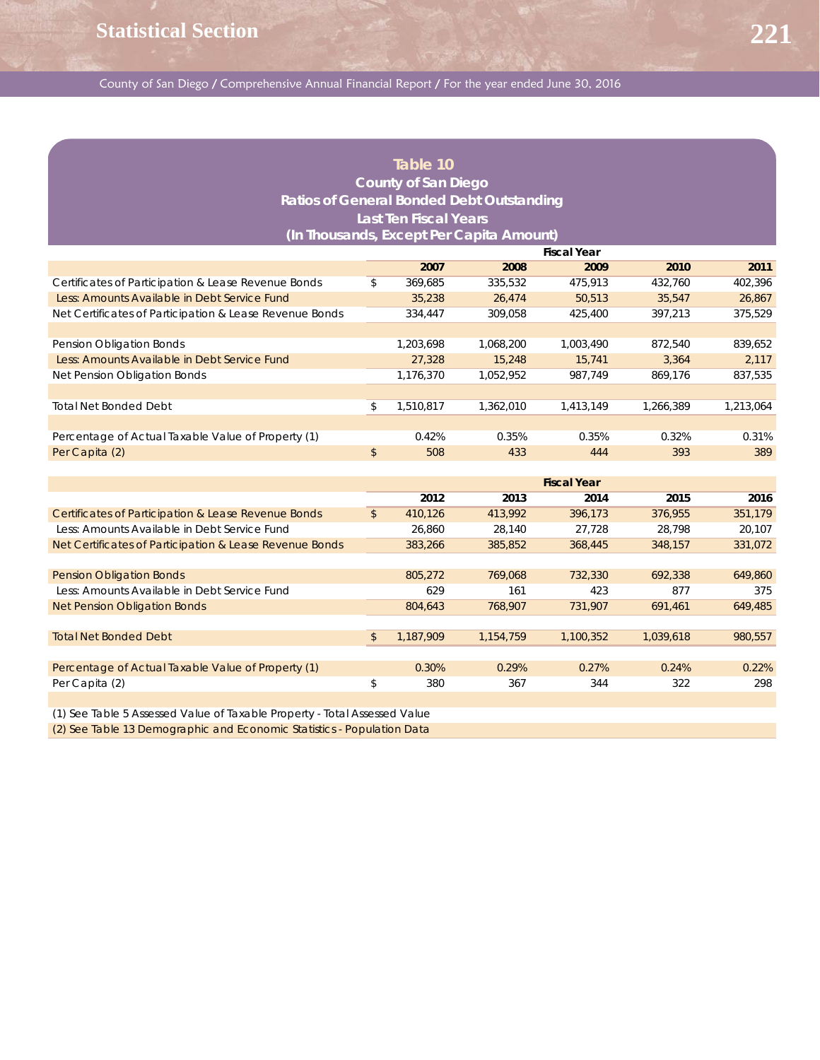## Table 10
### County of San Diego
### Ratios of General Bonded Debt Outstanding
### Last Ten Fiscal Years
### (In Thousands, Except Per Capita Amount)

| | Fiscal Year | | | | |
|---|---|---|---|---|---|
| | 2007 | 2008 | 2009 | 2010 | 2011 |
| Certificates of Participation & Lease Revenue Bonds | $ 369,685 | 335,532 | 475,913 | 432,760 | 402,396 |
| Less: Amounts Available in Debt Service Fund | 35,238 | 26,474 | 50,513 | 35,547 | 26,867 |
| Net Certificates of Participation & Lease Revenue Bonds | 334,447 | 309,058 | 425,400 | 397,213 | 375,529 |
| | | | | | |
| Pension Obligation Bonds | 1,203,698 | 1,068,200 | 1,003,490 | 872,540 | 839,652 |
| Less: Amounts Available in Debt Service Fund | 27,328 | 15,248 | 15,741 | 3,364 | 2,117 |
| Net Pension Obligation Bonds | 1,176,370 | 1,052,952 | 987,749 | 869,176 | 837,535 |
| | | | | | |
| Total Net Bonded Debt | $ 1,510,817 | 1,362,010 | 1,413,149 | 1,266,389 | 1,213,064 |
| | | | | | |
| Percentage of Actual Taxable Value of Property (1) | 0.42% | 0.35% | 0.35% | 0.32% | 0.31% |
| Per Capita (2) | $ 508 | 433 | 444 | 393 | 389 |

| | Fiscal Year | | | | |
|---|---|---|---|---|---|
| | 2012 | 2013 | 2014 | 2015 | 2016 |
| Certificates of Participation & Lease Revenue Bonds | $ 410,126 | 413,992 | 396,173 | 376,955 | 351,179 |
| Less: Amounts Available in Debt Service Fund | 26,860 | 28,140 | 27,728 | 28,798 | 20,107 |
| Net Certificates of Participation & Lease Revenue Bonds | 383,266 | 385,852 | 368,445 | 348,157 | 331,072 |
| | | | | | |
| Pension Obligation Bonds | 805,272 | 769,068 | 732,330 | 692,338 | 649,860 |
| Less: Amounts Available in Debt Service Fund | 629 | 161 | 423 | 877 | 375 |
| Net Pension Obligation Bonds | 804,643 | 768,907 | 731,907 | 691,461 | 649,485 |
| | | | | | |
| Total Net Bonded Debt | $ 1,187,909 | 1,154,759 | 1,100,352 | 1,039,618 | 980,557 |
| | | | | | |
| Percentage of Actual Taxable Value of Property (1) | 0.30% | 0.29% | 0.27% | 0.24% | 0.22% |
| Per Capita (2) | $ 380 | 367 | 344 | 322 | 298 |

(1) See Table 5 Assessed Value of Taxable Property - Total Assessed Value

(2) See Table 13 Demographic and Economic Statistics - Population Data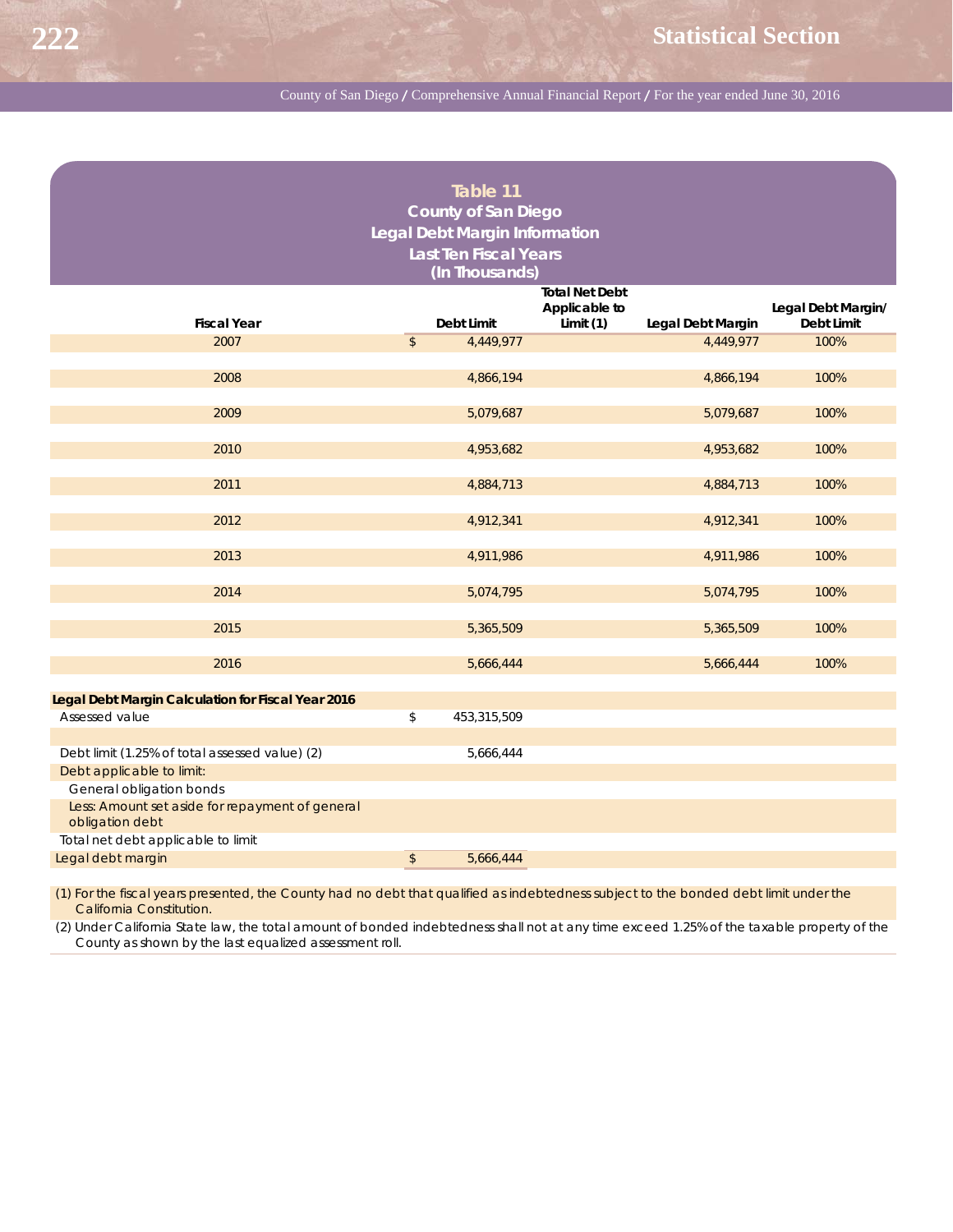## Table 11
### County of San Diego
### Legal Debt Margin Information
### Last Ten Fiscal Years
### (In Thousands)

| Fiscal Year | Debt Limit | Total Net Debt Applicable to Limit (1) | Legal Debt Margin | Legal Debt Margin/ Debt Limit |
|---|---|---|---|---|
| 2007 | $ 4,449,977 | | 4,449,977 | 100% |
| 2008 | 4,866,194 | | 4,866,194 | 100% |
| 2009 | 5,079,687 | | 5,079,687 | 100% |
| 2010 | 4,953,682 | | 4,953,682 | 100% |
| 2011 | 4,884,713 | | 4,884,713 | 100% |
| 2012 | 4,912,341 | | 4,912,341 | 100% |
| 2013 | 4,911,986 | | 4,911,986 | 100% |
| 2014 | 5,074,795 | | 5,074,795 | 100% |
| 2015 | 5,365,509 | | 5,365,509 | 100% |
| 2016 | 5,666,444 | | 5,666,444 | 100% |

**Legal Debt Margin Calculation for Fiscal Year 2016**

| | |
|---|---|
| Assessed value | $ 453,315,509 |
| Debt limit (1.25% of total assessed value) (2) | 5,666,444 |
| Debt applicable to limit: | |
| General obligation bonds | |
| Less: Amount set aside for repayment of general obligation debt | |
| Total net debt applicable to limit | |
| Legal debt margin | $ 5,666,444 |

(1) For the fiscal years presented, the County had no debt that qualified as indebtedness subject to the bonded debt limit under the California Constitution.

(2) Under California State law, the total amount of bonded indebtedness shall not at any time exceed 1.25% of the taxable property of the County as shown by the last equalized assessment roll.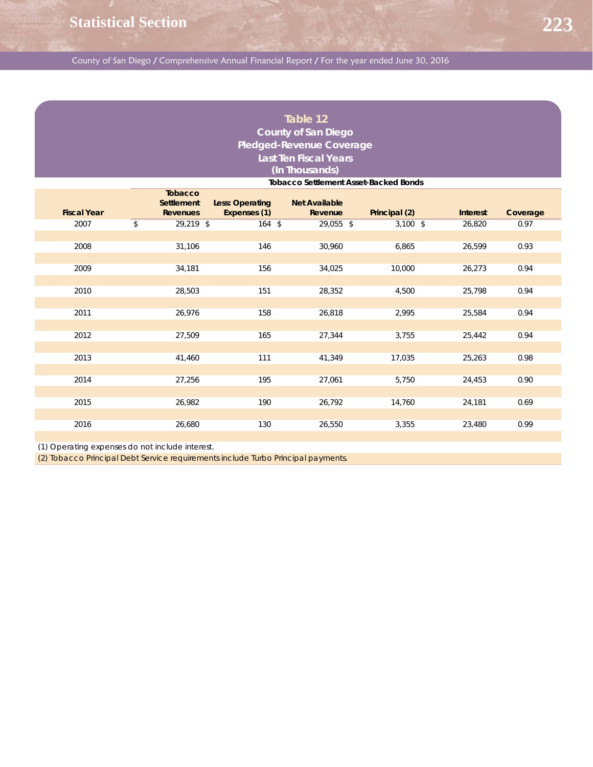# Table 12
## County of San Diego
## Pledged-Revenue Coverage
## Last Ten Fiscal Years
## (In Thousands)

**Tobacco Settlement Asset-Backed Bonds**

| Fiscal Year | Tobacco Settlement Revenues | Less: Operating Expenses (1) | Net Available Revenue | Principal (2) | Interest | Coverage |
|---|---|---|---|---|---|---|
| 2007 | $ 29,219 | $ 164 | $ 29,055 | $ 3,100 | $ 26,820 | 0.97 |
| 2008 | 31,106 | 146 | 30,960 | 6,865 | 26,599 | 0.93 |
| 2009 | 34,181 | 156 | 34,025 | 10,000 | 26,273 | 0.94 |
| 2010 | 28,503 | 151 | 28,352 | 4,500 | 25,798 | 0.94 |
| 2011 | 26,976 | 158 | 26,818 | 2,995 | 25,584 | 0.94 |
| 2012 | 27,509 | 165 | 27,344 | 3,755 | 25,442 | 0.94 |
| 2013 | 41,460 | 111 | 41,349 | 17,035 | 25,263 | 0.98 |
| 2014 | 27,256 | 195 | 27,061 | 5,750 | 24,453 | 0.90 |
| 2015 | 26,982 | 190 | 26,792 | 14,760 | 24,181 | 0.69 |
| 2016 | 26,680 | 130 | 26,550 | 3,355 | 23,480 | 0.99 |

(1) Operating expenses do not include interest.

(2) Tobacco Principal Debt Service requirements include Turbo Principal payments.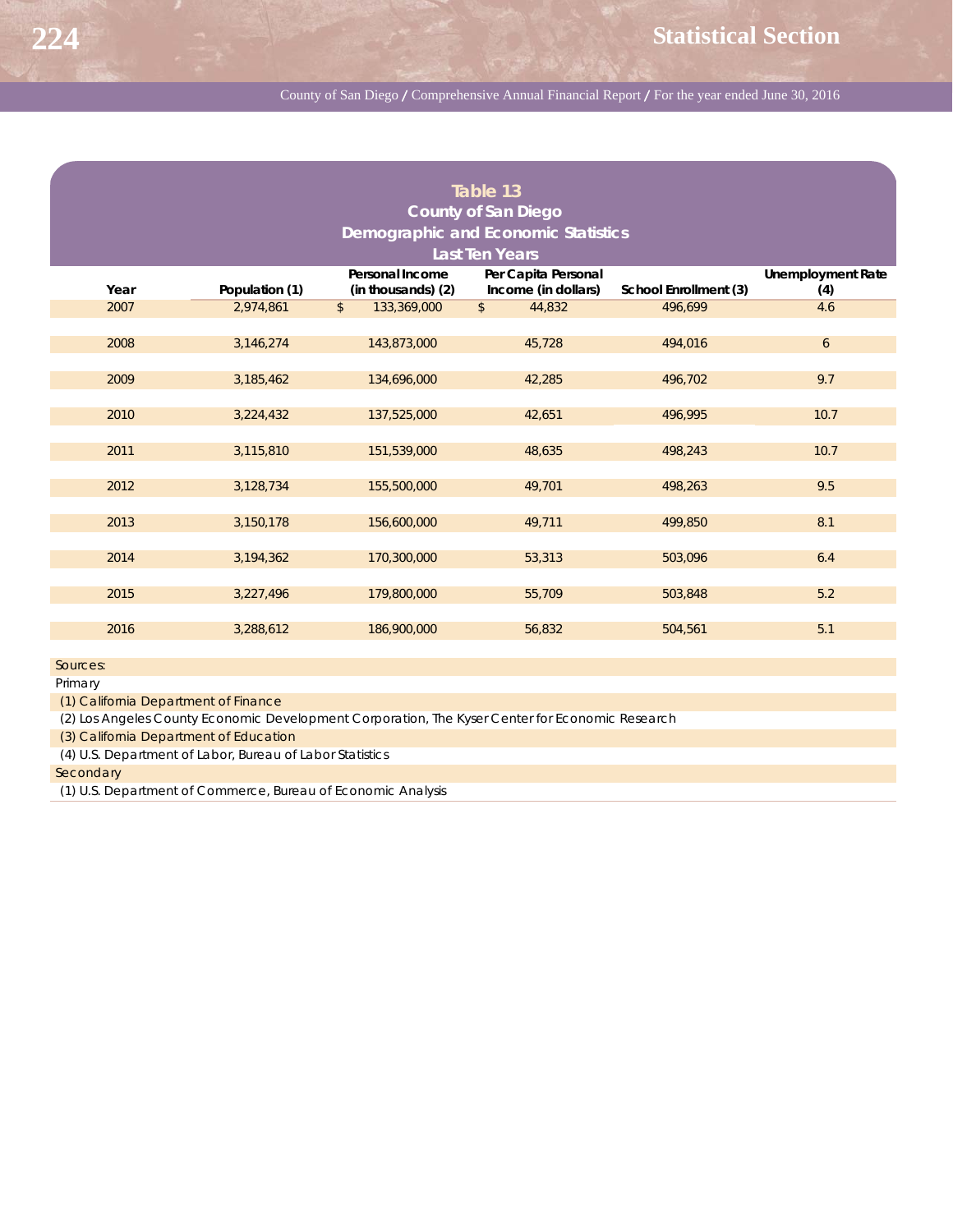## Table 13
## County of San Diego
## Demographic and Economic Statistics
## Last Ten Years

| Year | Population (1) | Personal Income (in thousands) (2) | Per Capita Personal Income (in dollars) | School Enrollment (3) | Unemployment Rate (4) |
|---|---|---|---|---|---|
| 2007 | 2,974,861 | $ 133,369,000 | $ 44,832 | 496,699 | 4.6 |
| 2008 | 3,146,274 | 143,873,000 | 45,728 | 494,016 | 6 |
| 2009 | 3,185,462 | 134,696,000 | 42,285 | 496,702 | 9.7 |
| 2010 | 3,224,432 | 137,525,000 | 42,651 | 496,995 | 10.7 |
| 2011 | 3,115,810 | 151,539,000 | 48,635 | 498,243 | 10.7 |
| 2012 | 3,128,734 | 155,500,000 | 49,701 | 498,263 | 9.5 |
| 2013 | 3,150,178 | 156,600,000 | 49,711 | 499,850 | 8.1 |
| 2014 | 3,194,362 | 170,300,000 | 53,313 | 503,096 | 6.4 |
| 2015 | 3,227,496 | 179,800,000 | 55,709 | 503,848 | 5.2 |
| 2016 | 3,288,612 | 186,900,000 | 56,832 | 504,561 | 5.1 |

Sources:

Primary

(1) California Department of Finance

(2) Los Angeles County Economic Development Corporation, The Kyser Center for Economic Research

(3) California Department of Education

(4) U.S. Department of Labor, Bureau of Labor Statistics

Secondary

(1) U.S. Department of Commerce, Bureau of Economic Analysis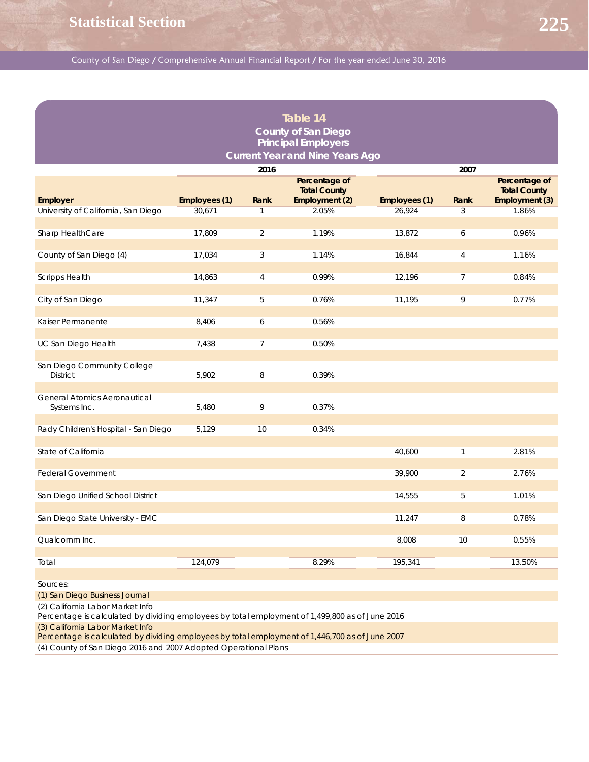## Table 14
## County of San Diego
## Principal Employers
## Current Year and Nine Years Ago

| | 2016 | | | 2007 | | |
|---|---|---|---|---|---|---|
| Employer | Employees (1) | Rank | Percentage of Total County Employment (2) | Employees (1) | Rank | Percentage of Total County Employment (3) |
| University of California, San Diego | 30,671 | 1 | 2.05% | 26,924 | 3 | 1.86% |
| Sharp HealthCare | 17,809 | 2 | 1.19% | 13,872 | 6 | 0.96% |
| County of San Diego (4) | 17,034 | 3 | 1.14% | 16,844 | 4 | 1.16% |
| Scripps Health | 14,863 | 4 | 0.99% | 12,196 | 7 | 0.84% |
| City of San Diego | 11,347 | 5 | 0.76% | 11,195 | 9 | 0.77% |
| Kaiser Permanente | 8,406 | 6 | 0.56% | | | |
| UC San Diego Health | 7,438 | 7 | 0.50% | | | |
| San Diego Community College District | 5,902 | 8 | 0.39% | | | |
| General Atomics Aeronautical Systems Inc. | 5,480 | 9 | 0.37% | | | |
| Rady Children's Hospital - San Diego | 5,129 | 10 | 0.34% | | | |
| State of California | | | | 40,600 | 1 | 2.81% |
| Federal Government | | | | 39,900 | 2 | 2.76% |
| San Diego Unified School District | | | | 14,555 | 5 | 1.01% |
| San Diego State University - EMC | | | | 11,247 | 8 | 0.78% |
| Qualcomm Inc. | | | | 8,008 | 10 | 0.55% |
| Total | 124,079 | | 8.29% | 195,341 | | 13.50% |

Sources:

(1) San Diego Business Journal

(2) California Labor Market Info
Percentage is calculated by dividing employees by total employment of 1,499,800 as of June 2016

(3) California Labor Market Info
Percentage is calculated by dividing employees by total employment of 1,446,700 as of June 2007

(4) County of San Diego 2016 and 2007 Adopted Operational Plans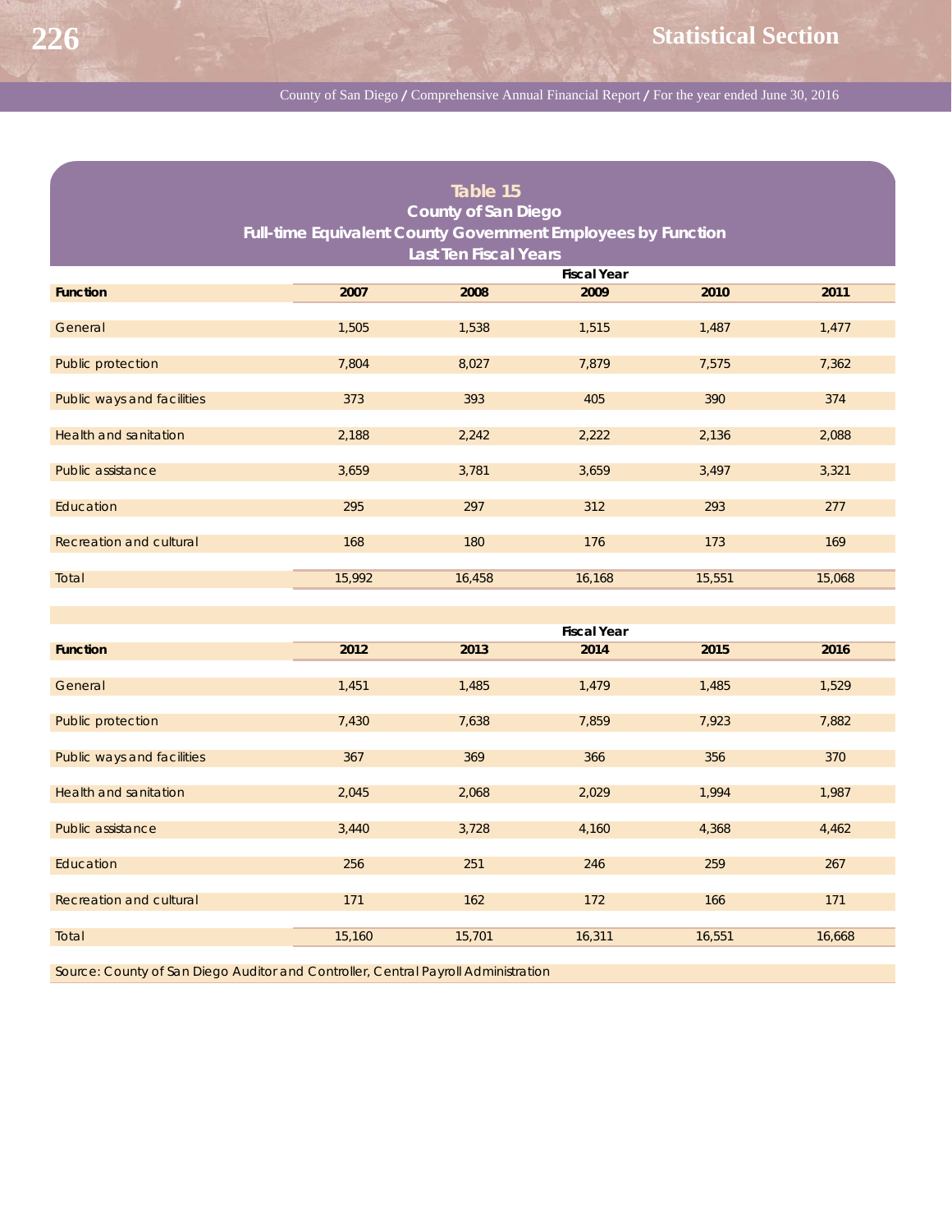## Table 15
### County of San Diego
### Full-time Equivalent County Government Employees by Function
### Last Ten Fiscal Years

| | Fiscal Year | | | | |
|---|---|---|---|---|---|
| **Function** | **2007** | **2008** | **2009** | **2010** | **2011** |
| General | 1,505 | 1,538 | 1,515 | 1,487 | 1,477 |
| Public protection | 7,804 | 8,027 | 7,879 | 7,575 | 7,362 |
| Public ways and facilities | 373 | 393 | 405 | 390 | 374 |
| Health and sanitation | 2,188 | 2,242 | 2,222 | 2,136 | 2,088 |
| Public assistance | 3,659 | 3,781 | 3,659 | 3,497 | 3,321 |
| Education | 295 | 297 | 312 | 293 | 277 |
| Recreation and cultural | 168 | 180 | 176 | 173 | 169 |
| Total | 15,992 | 16,458 | 16,168 | 15,551 | 15,068 |

| | Fiscal Year | | | | |
|---|---|---|---|---|---|
| **Function** | **2012** | **2013** | **2014** | **2015** | **2016** |
| General | 1,451 | 1,485 | 1,479 | 1,485 | 1,529 |
| Public protection | 7,430 | 7,638 | 7,859 | 7,923 | 7,882 |
| Public ways and facilities | 367 | 369 | 366 | 356 | 370 |
| Health and sanitation | 2,045 | 2,068 | 2,029 | 1,994 | 1,987 |
| Public assistance | 3,440 | 3,728 | 4,160 | 4,368 | 4,462 |
| Education | 256 | 251 | 246 | 259 | 267 |
| Recreation and cultural | 171 | 162 | 172 | 166 | 171 |
| Total | 15,160 | 15,701 | 16,311 | 16,551 | 16,668 |

Source: County of San Diego Auditor and Controller, Central Payroll Administration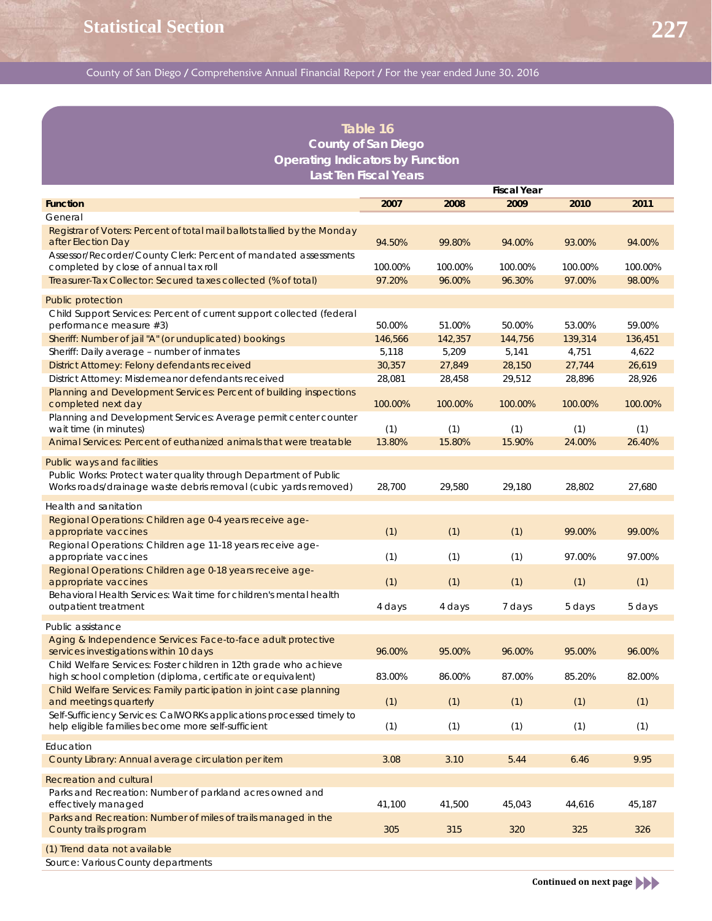## Table 16
### County of San Diego
### Operating Indicators by Function
### Last Ten Fiscal Years

| Function | 2007 | 2008 | 2009 | 2010 | 2011 |
|---|---|---|---|---|---|
| | | | Fiscal Year | | |
| **General** | | | | | |
| Registrar of Voters: Percent of total mail ballots tallied by the Monday after Election Day | 94.50% | 99.80% | 94.00% | 93.00% | 94.00% |
| Assessor/Recorder/County Clerk: Percent of mandated assessments completed by close of annual tax roll | 100.00% | 100.00% | 100.00% | 100.00% | 100.00% |
| Treasurer-Tax Collector: Secured taxes collected (% of total) | 97.20% | 96.00% | 96.30% | 97.00% | 98.00% |
| **Public protection** | | | | | |
| Child Support Services: Percent of current support collected (federal performance measure #3) | 50.00% | 51.00% | 50.00% | 53.00% | 59.00% |
| Sheriff: Number of jail "A" (or unduplicated) bookings | 146,566 | 142,357 | 144,756 | 139,314 | 136,451 |
| Sheriff: Daily average – number of inmates | 5,118 | 5,209 | 5,141 | 4,751 | 4,622 |
| District Attorney: Felony defendants received | 30,357 | 27,849 | 28,150 | 27,744 | 26,619 |
| District Attorney: Misdemeanor defendants received | 28,081 | 28,458 | 29,512 | 28,896 | 28,926 |
| Planning and Development Services: Percent of building inspections completed next day | 100.00% | 100.00% | 100.00% | 100.00% | 100.00% |
| Planning and Development Services: Average permit center counter wait time (in minutes) | (1) | (1) | (1) | (1) | (1) |
| Animal Services: Percent of euthanized animals that were treatable | 13.80% | 15.80% | 15.90% | 24.00% | 26.40% |
| **Public ways and facilities** | | | | | |
| Public Works: Protect water quality through Department of Public Works roads/drainage waste debris removal (cubic yards removed) | 28,700 | 29,580 | 29,180 | 28,802 | 27,680 |
| **Health and sanitation** | | | | | |
| Regional Operations: Children age 0-4 years receive age-appropriate vaccines | (1) | (1) | (1) | 99.00% | 99.00% |
| Regional Operations: Children age 11-18 years receive age-appropriate vaccines | (1) | (1) | (1) | 97.00% | 97.00% |
| Regional Operations: Children age 0-18 years receive age-appropriate vaccines | (1) | (1) | (1) | (1) | (1) |
| Behavioral Health Services: Wait time for children's mental health outpatient treatment | 4 days | 4 days | 7 days | 5 days | 5 days |
| **Public assistance** | | | | | |
| Aging & Independence Services: Face-to-face adult protective services investigations within 10 days | 96.00% | 95.00% | 96.00% | 95.00% | 96.00% |
| Child Welfare Services: Foster children in 12th grade who achieve high school completion (diploma, certificate or equivalent) | 83.00% | 86.00% | 87.00% | 85.20% | 82.00% |
| Child Welfare Services: Family participation in joint case planning and meetings quarterly | (1) | (1) | (1) | (1) | (1) |
| Self-Sufficiency Services: CalWORKs applications processed timely to help eligible families become more self-sufficient | (1) | (1) | (1) | (1) | (1) |
| **Education** | | | | | |
| County Library: Annual average circulation per item | 3.08 | 3.10 | 5.44 | 6.46 | 9.95 |
| **Recreation and cultural** | | | | | |
| Parks and Recreation: Number of parkland acres owned and effectively managed | 41,100 | 41,500 | 45,043 | 44,616 | 45,187 |
| Parks and Recreation: Number of miles of trails managed in the County trails program | 305 | 315 | 320 | 325 | 326 |

(1) Trend data not available

Source: Various County departments

**Continued on next page**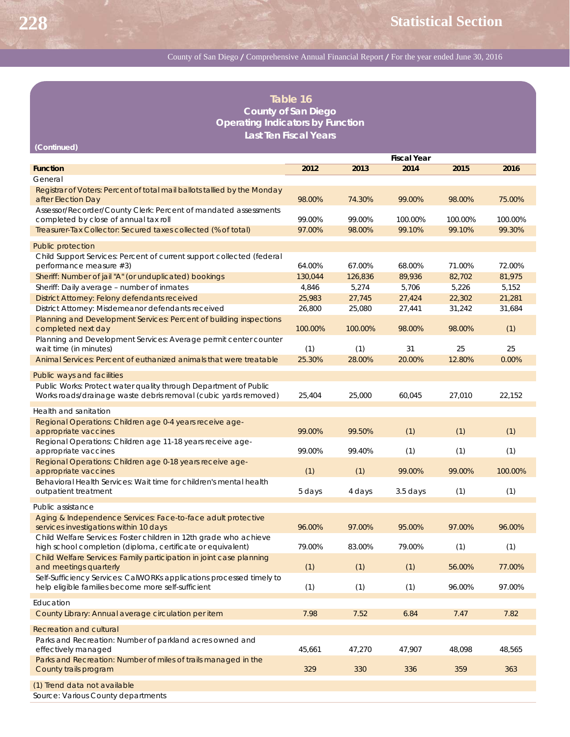# Table 16

## County of San Diego
## Operating Indicators by Function
## Last Ten Fiscal Years

(Continued)

| Function | Fiscal Year 2012 | 2013 | 2014 | 2015 | 2016 |
|---|---|---|---|---|---|
| General | | | | | |
| Registrar of Voters: Percent of total mail ballots tallied by the Monday after Election Day | 98.00% | 74.30% | 99.00% | 98.00% | 75.00% |
| Assessor/Recorder/County Clerk: Percent of mandated assessments completed by close of annual tax roll | 99.00% | 99.00% | 100.00% | 100.00% | 100.00% |
| Treasurer-Tax Collector: Secured taxes collected (% of total) | 97.00% | 98.00% | 99.10% | 99.10% | 99.30% |
| Public protection | | | | | |
| Child Support Services: Percent of current support collected (federal performance measure #3) | 64.00% | 67.00% | 68.00% | 71.00% | 72.00% |
| Sheriff: Number of jail "A" (or unduplicated) bookings | 130,044 | 126,836 | 89,936 | 82,702 | 81,975 |
| Sheriff: Daily average – number of inmates | 4,846 | 5,274 | 5,706 | 5,226 | 5,152 |
| District Attorney: Felony defendants received | 25,983 | 27,745 | 27,424 | 22,302 | 21,281 |
| District Attorney: Misdemeanor defendants received | 26,800 | 25,080 | 27,441 | 31,242 | 31,684 |
| Planning and Development Services: Percent of building inspections completed next day | 100.00% | 100.00% | 98.00% | 98.00% | (1) |
| Planning and Development Services: Average permit center counter wait time (in minutes) | (1) | (1) | 31 | 25 | 25 |
| Animal Services: Percent of euthanized animals that were treatable | 25.30% | 28.00% | 20.00% | 12.80% | 0.00% |
| Public ways and facilities | | | | | |
| Public Works: Protect water quality through Department of Public Works roads/drainage waste debris removal (cubic yards removed) | 25,404 | 25,000 | 60,045 | 27,010 | 22,152 |
| Health and sanitation | | | | | |
| Regional Operations: Children age 0-4 years receive age-appropriate vaccines | 99.00% | 99.50% | (1) | (1) | (1) |
| Regional Operations: Children age 11-18 years receive age-appropriate vaccines | 99.00% | 99.40% | (1) | (1) | (1) |
| Regional Operations: Children age 0-18 years receive age-appropriate vaccines | (1) | (1) | 99.00% | 99.00% | 100.00% |
| Behavioral Health Services: Wait time for children's mental health outpatient treatment | 5 days | 4 days | 3.5 days | (1) | (1) |
| Public assistance | | | | | |
| Aging & Independence Services: Face-to-face adult protective services investigations within 10 days | 96.00% | 97.00% | 95.00% | 97.00% | 96.00% |
| Child Welfare Services: Foster children in 12th grade who achieve high school completion (diploma, certificate or equivalent) | 79.00% | 83.00% | 79.00% | (1) | (1) |
| Child Welfare Services: Family participation in joint case planning and meetings quarterly | (1) | (1) | (1) | 56.00% | 77.00% |
| Self-Sufficiency Services: CalWORKs applications processed timely to help eligible families become more self-sufficient | (1) | (1) | (1) | 96.00% | 97.00% |
| Education | | | | | |
| County Library: Annual average circulation per item | 7.98 | 7.52 | 6.84 | 7.47 | 7.82 |
| Recreation and cultural | | | | | |
| Parks and Recreation: Number of parkland acres owned and effectively managed | 45,661 | 47,270 | 47,907 | 48,098 | 48,565 |
| Parks and Recreation: Number of miles of trails managed in the County trails program | 329 | 330 | 336 | 359 | 363 |

(1) Trend data not available

Source: Various County departments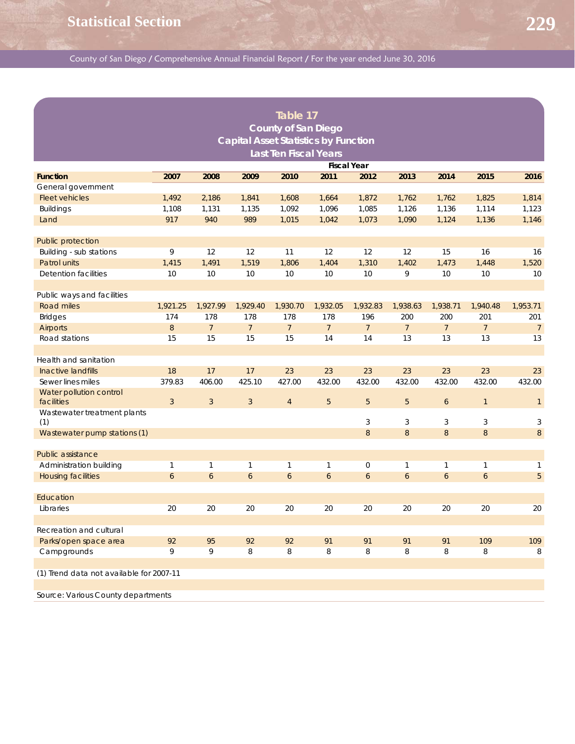## Table 17
## County of San Diego
## Capital Asset Statistics by Function
## Last Ten Fiscal Years

| Function | 2007 | 2008 | 2009 | 2010 | 2011 | 2012 | 2013 | 2014 | 2015 | 2016 |
|---|---|---|---|---|---|---|---|---|---|---|
| | Fiscal Year | | | | | | | | | |
| General government | | | | | | | | | | |
| Fleet vehicles | 1,492 | 2,186 | 1,841 | 1,608 | 1,664 | 1,872 | 1,762 | 1,762 | 1,825 | 1,814 |
| Buildings | 1,108 | 1,131 | 1,135 | 1,092 | 1,096 | 1,085 | 1,126 | 1,136 | 1,114 | 1,123 |
| Land | 917 | 940 | 989 | 1,015 | 1,042 | 1,073 | 1,090 | 1,124 | 1,136 | 1,146 |
| Public protection | | | | | | | | | | |
| Building - sub stations | 9 | 12 | 12 | 11 | 12 | 12 | 12 | 15 | 16 | 16 |
| Patrol units | 1,415 | 1,491 | 1,519 | 1,806 | 1,404 | 1,310 | 1,402 | 1,473 | 1,448 | 1,520 |
| Detention facilities | 10 | 10 | 10 | 10 | 10 | 10 | 9 | 10 | 10 | 10 |
| Public ways and facilities | | | | | | | | | | |
| Road miles | 1,921.25 | 1,927.99 | 1,929.40 | 1,930.70 | 1,932.05 | 1,932.83 | 1,938.63 | 1,938.71 | 1,940.48 | 1,953.71 |
| Bridges | 174 | 178 | 178 | 178 | 178 | 196 | 200 | 200 | 201 | 201 |
| Airports | 8 | 7 | 7 | 7 | 7 | 7 | 7 | 7 | 7 | 7 |
| Road stations | 15 | 15 | 15 | 15 | 14 | 14 | 13 | 13 | 13 | 13 |
| Health and sanitation | | | | | | | | | | |
| Inactive landfills | 18 | 17 | 17 | 23 | 23 | 23 | 23 | 23 | 23 | 23 |
| Sewer lines miles | 379.83 | 406.00 | 425.10 | 427.00 | 432.00 | 432.00 | 432.00 | 432.00 | 432.00 | 432.00 |
| Water pollution control facilities | 3 | 3 | 3 | 4 | 5 | 5 | 5 | 6 | 1 | 1 |
| Wastewater treatment plants (1) | | | | | | 3 | 3 | 3 | 3 | 3 |
| Wastewater pump stations (1) | | | | | | 8 | 8 | 8 | 8 | 8 |
| Public assistance | | | | | | | | | | |
| Administration building | 1 | 1 | 1 | 1 | 1 | 0 | 1 | 1 | 1 | 1 |
| Housing facilities | 6 | 6 | 6 | 6 | 6 | 6 | 6 | 6 | 6 | 5 |
| Education | | | | | | | | | | |
| Libraries | 20 | 20 | 20 | 20 | 20 | 20 | 20 | 20 | 20 | 20 |
| Recreation and cultural | | | | | | | | | | |
| Parks/open space area | 92 | 95 | 92 | 92 | 91 | 91 | 91 | 91 | 109 | 109 |
| Campgrounds | 9 | 9 | 8 | 8 | 8 | 8 | 8 | 8 | 8 | 8 |

(1) Trend data not available for 2007-11

Source: Various County departments